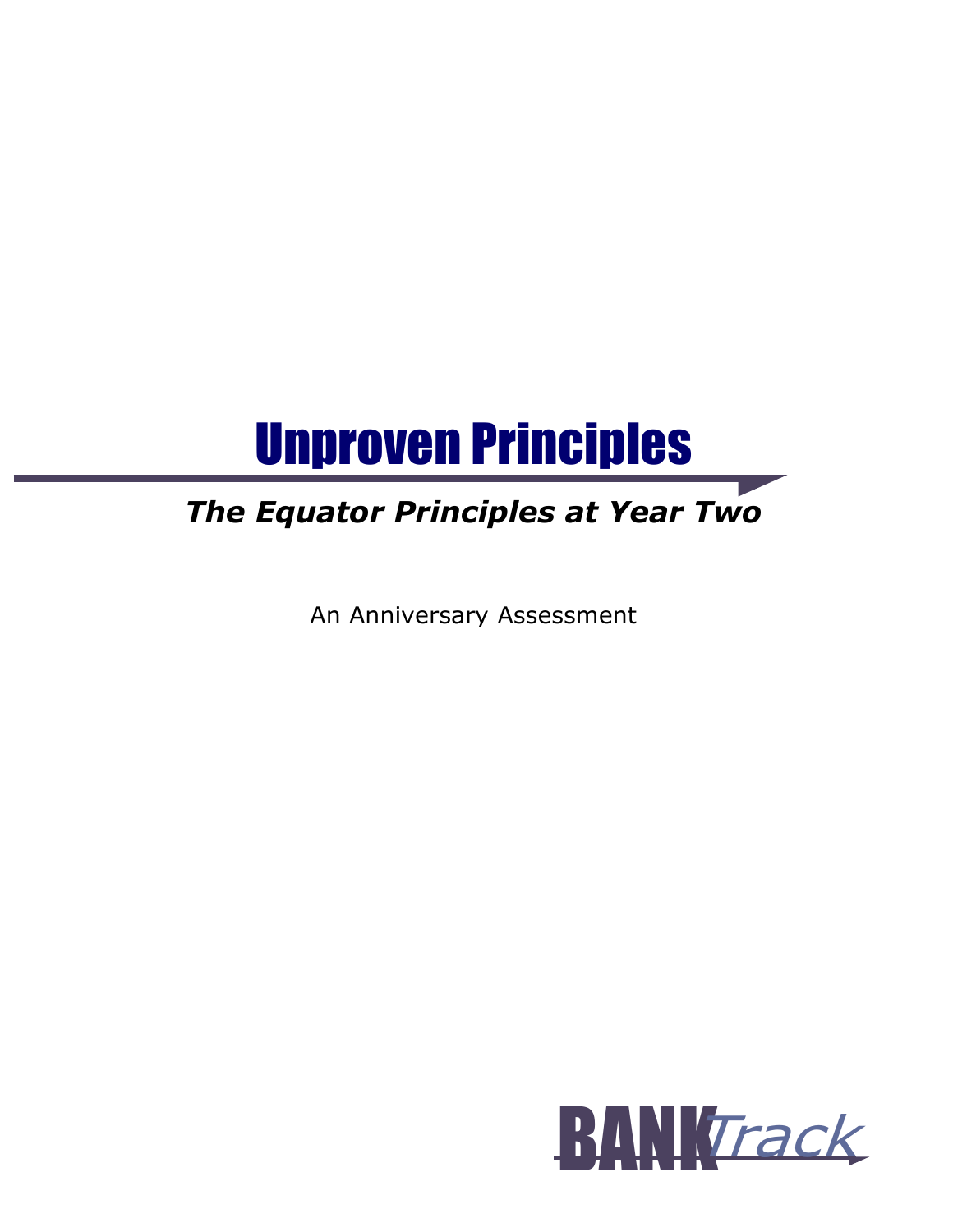# Unproven Principles

***The Equator Principles at Year Two***

An Anniversary Assessment

BANKTrack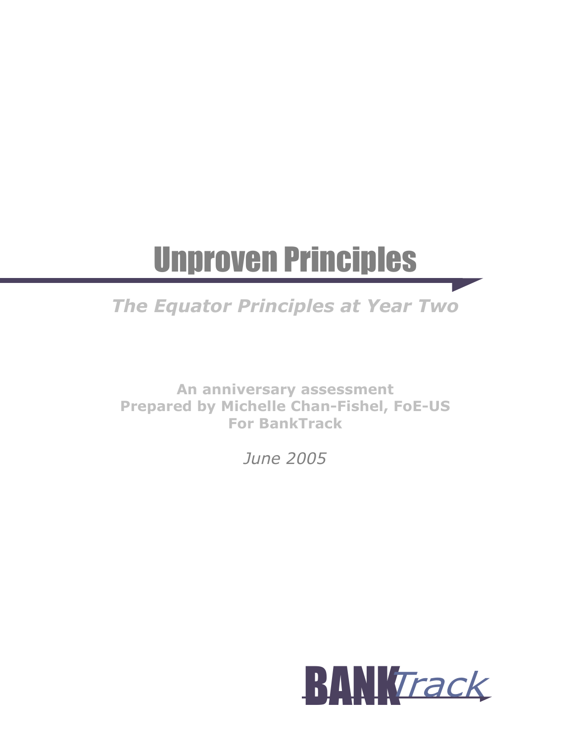# Unproven Principles

***The Equator Principles at Year Two***

**An anniversary assessment**
**Prepared by Michelle Chan-Fishel, FoE-US**
**For BankTrack**

*June 2005*

BANKTrack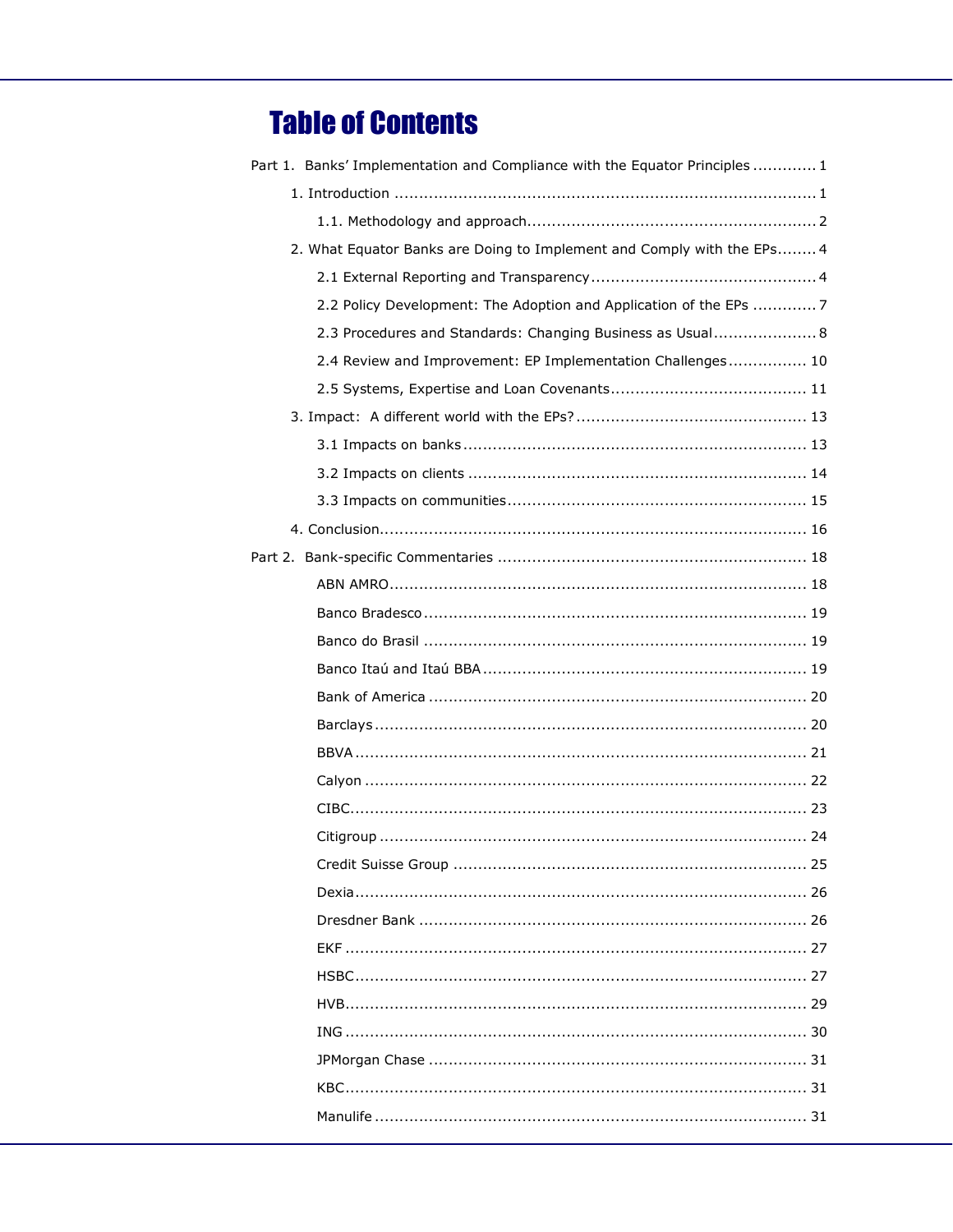# Table of Contents

Part 1. Banks' Implementation and Compliance with the Equator Principles ............ 1

- 1. Introduction ..................................................................................... 1
  - 1.1. Methodology and approach.......................................................... 2
- 2. What Equator Banks are Doing to Implement and Comply with the EPs........ 4
  - 2.1 External Reporting and Transparency............................................. 4
  - 2.2 Policy Development: The Adoption and Application of the EPs ............ 7
  - 2.3 Procedures and Standards: Changing Business as Usual..................... 8
  - 2.4 Review and Improvement: EP Implementation Challenges................ 10
  - 2.5 Systems, Expertise and Loan Covenants....................................... 11
- 3. Impact: A different world with the EPs? .............................................. 13
  - 3.1 Impacts on banks..................................................................... 13
  - 3.2 Impacts on clients .................................................................... 14
  - 3.3 Impacts on communities............................................................ 15
- 4. Conclusion...................................................................................... 16

Part 2. Bank-specific Commentaries ............................................................... 18

- ABN AMRO.................................................................................... 18
- Banco Bradesco............................................................................. 19
- Banco do Brasil ............................................................................. 19
- Banco Itaú and Itaú BBA................................................................. 19
- Bank of America ............................................................................ 20
- Barclays....................................................................................... 20
- BBVA........................................................................................... 21
- Calyon ......................................................................................... 22
- CIBC............................................................................................ 23
- Citigroup ...................................................................................... 24
- Credit Suisse Group ....................................................................... 25
- Dexia........................................................................................... 26
- Dresdner Bank .............................................................................. 26
- EKF ............................................................................................. 27
- HSBC........................................................................................... 27
- HVB............................................................................................. 29
- ING ............................................................................................. 30
- JPMorgan Chase ............................................................................ 31
- KBC............................................................................................. 31
- Manulife ....................................................................................... 31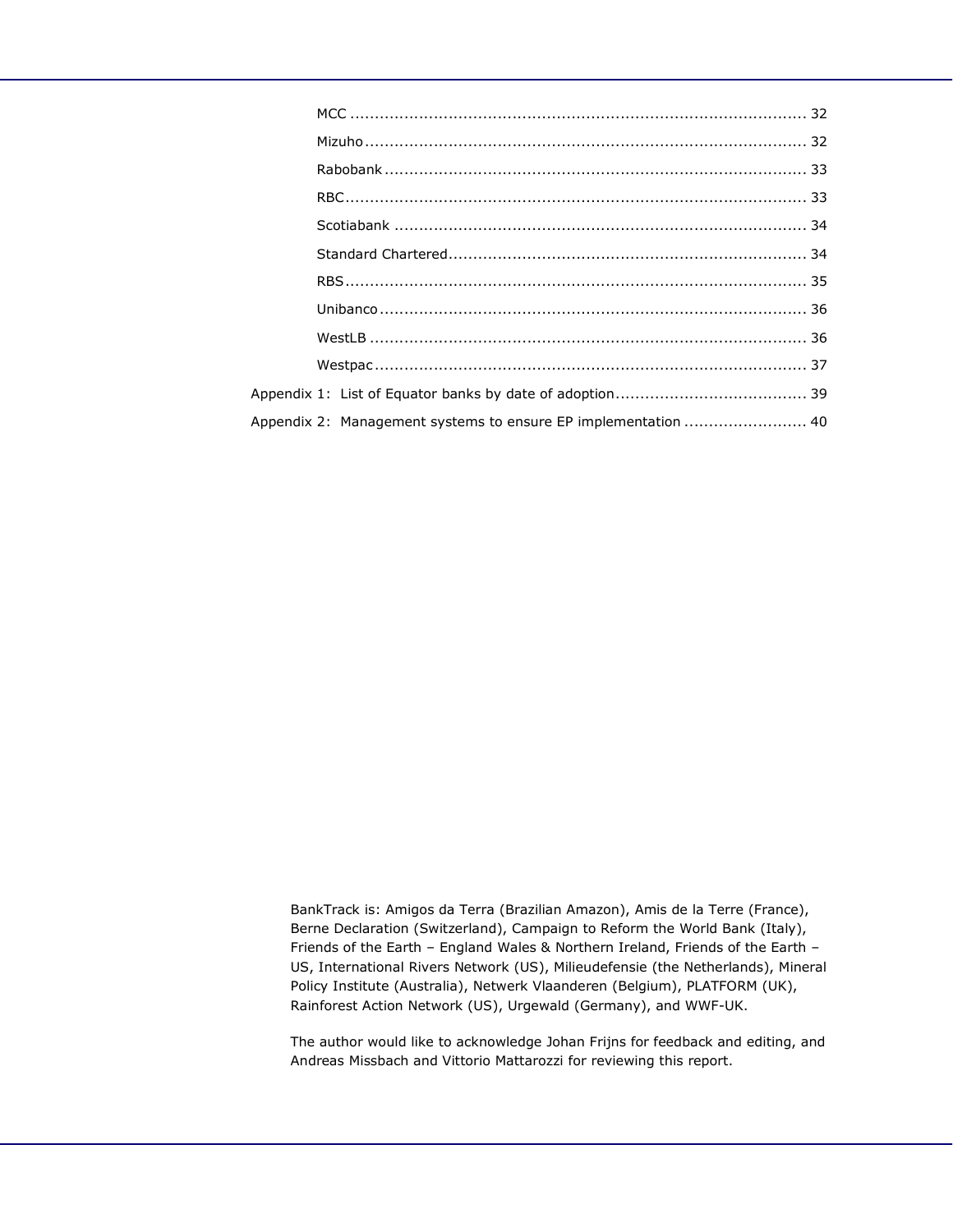MCC ............................................................................................ 32

Mizuho.......................................................................................... 32

Rabobank ..................................................................................... 33

RBC............................................................................................. 33

Scotiabank ................................................................................... 34

Standard Chartered......................................................................... 34

RBS............................................................................................. 35

Unibanco...................................................................................... 36

WestLB ........................................................................................ 36

Westpac....................................................................................... 37

Appendix 1: List of Equator banks by date of adoption....................................... 39

Appendix 2: Management systems to ensure EP implementation ......................... 40

BankTrack is: Amigos da Terra (Brazilian Amazon), Amis de la Terre (France), Berne Declaration (Switzerland), Campaign to Reform the World Bank (Italy), Friends of the Earth – England Wales & Northern Ireland, Friends of the Earth – US, International Rivers Network (US), Milieudefensie (the Netherlands), Mineral Policy Institute (Australia), Netwerk Vlaanderen (Belgium), PLATFORM (UK), Rainforest Action Network (US), Urgewald (Germany), and WWF-UK.

The author would like to acknowledge Johan Frijns for feedback and editing, and Andreas Missbach and Vittorio Mattarozzi for reviewing this report.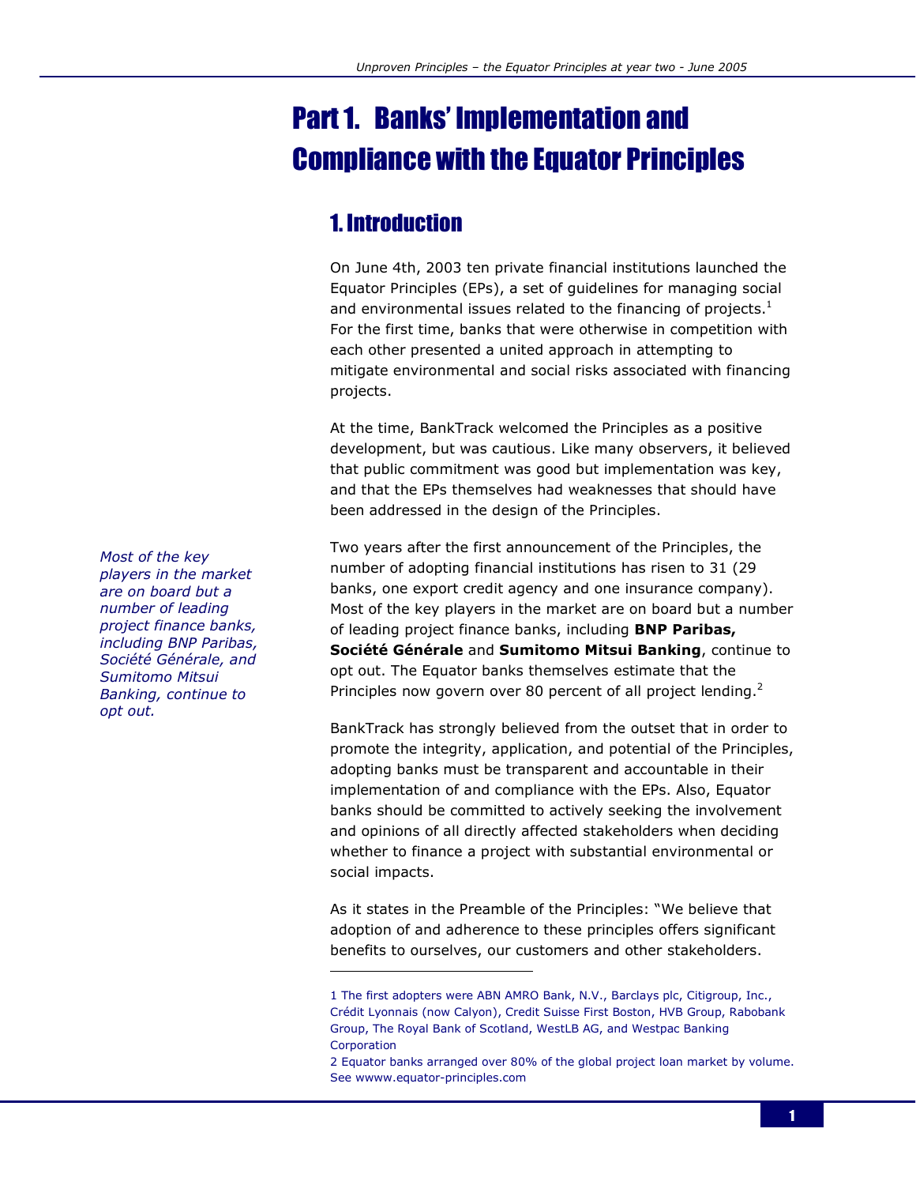# Part 1. Banks' Implementation and Compliance with the Equator Principles

## 1. Introduction

On June 4th, 2003 ten private financial institutions launched the Equator Principles (EPs), a set of guidelines for managing social and environmental issues related to the financing of projects.[1] For the first time, banks that were otherwise in competition with each other presented a united approach in attempting to mitigate environmental and social risks associated with financing projects.

At the time, BankTrack welcomed the Principles as a positive development, but was cautious. Like many observers, it believed that public commitment was good but implementation was key, and that the EPs themselves had weaknesses that should have been addressed in the design of the Principles.

*Most of the key players in the market are on board but a number of leading project finance banks, including BNP Paribas, Société Générale, and Sumitomo Mitsui Banking, continue to opt out.*

Two years after the first announcement of the Principles, the number of adopting financial institutions has risen to 31 (29 banks, one export credit agency and one insurance company). Most of the key players in the market are on board but a number of leading project finance banks, including **BNP Paribas, Société Générale** and **Sumitomo Mitsui Banking**, continue to opt out. The Equator banks themselves estimate that the Principles now govern over 80 percent of all project lending.[2]

BankTrack has strongly believed from the outset that in order to promote the integrity, application, and potential of the Principles, adopting banks must be transparent and accountable in their implementation of and compliance with the EPs. Also, Equator banks should be committed to actively seeking the involvement and opinions of all directly affected stakeholders when deciding whether to finance a project with substantial environmental or social impacts.

As it states in the Preamble of the Principles: "We believe that adoption of and adherence to these principles offers significant benefits to ourselves, our customers and other stakeholders.

---

1 The first adopters were ABN AMRO Bank, N.V., Barclays plc, Citigroup, Inc., Crédit Lyonnais (now Calyon), Credit Suisse First Boston, HVB Group, Rabobank Group, The Royal Bank of Scotland, WestLB AG, and Westpac Banking Corporation

2 Equator banks arranged over 80% of the global project loan market by volume. See wwww.equator-principles.com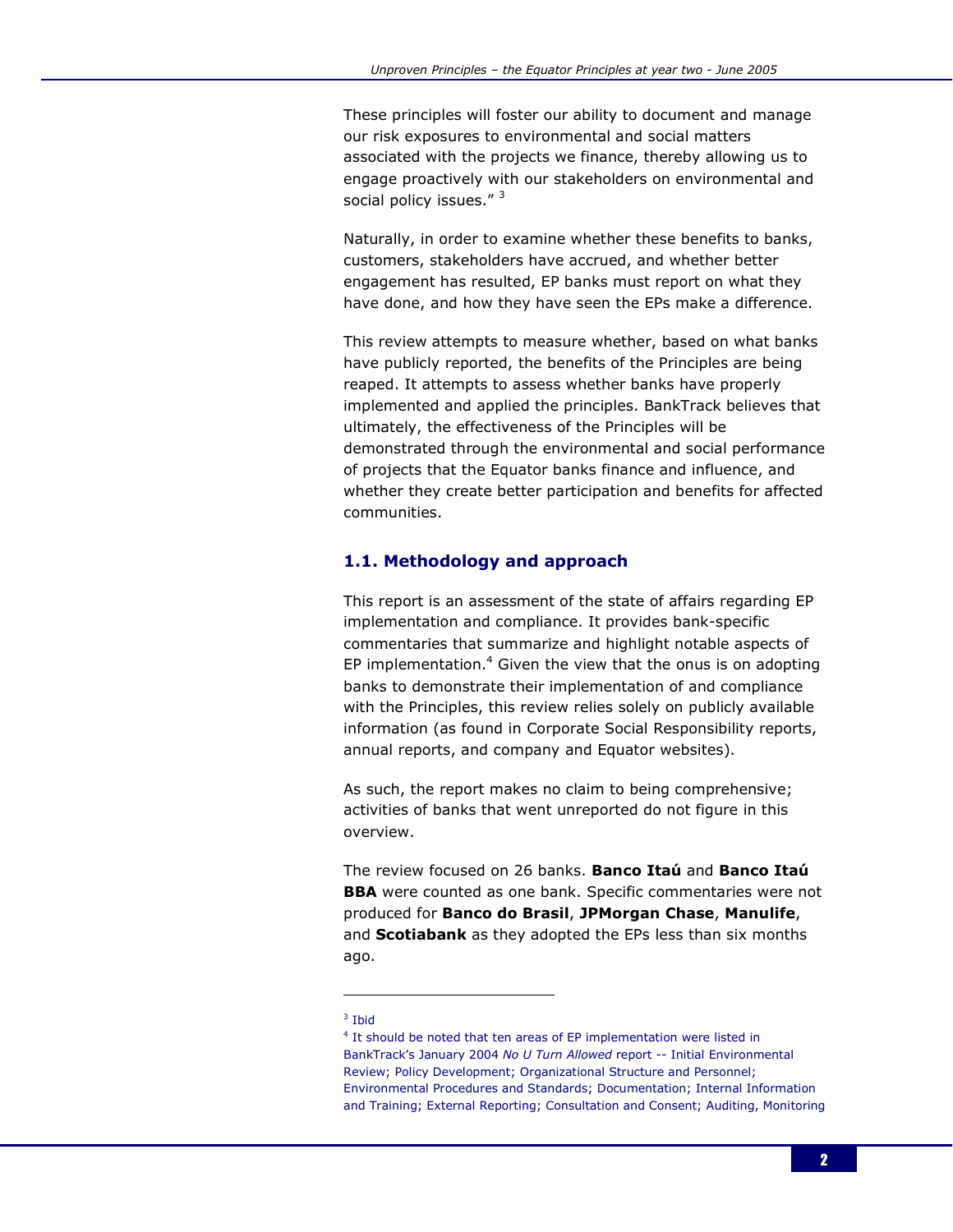These principles will foster our ability to document and manage our risk exposures to environmental and social matters associated with the projects we finance, thereby allowing us to engage proactively with our stakeholders on environmental and social policy issues." [3]

Naturally, in order to examine whether these benefits to banks, customers, stakeholders have accrued, and whether better engagement has resulted, EP banks must report on what they have done, and how they have seen the EPs make a difference.

This review attempts to measure whether, based on what banks have publicly reported, the benefits of the Principles are being reaped. It attempts to assess whether banks have properly implemented and applied the principles. BankTrack believes that ultimately, the effectiveness of the Principles will be demonstrated through the environmental and social performance of projects that the Equator banks finance and influence, and whether they create better participation and benefits for affected communities.

## 1.1. Methodology and approach

This report is an assessment of the state of affairs regarding EP implementation and compliance. It provides bank-specific commentaries that summarize and highlight notable aspects of EP implementation.[4] Given the view that the onus is on adopting banks to demonstrate their implementation of and compliance with the Principles, this review relies solely on publicly available information (as found in Corporate Social Responsibility reports, annual reports, and company and Equator websites).

As such, the report makes no claim to being comprehensive; activities of banks that went unreported do not figure in this overview.

The review focused on 26 banks. **Banco Itaú** and **Banco Itaú BBA** were counted as one bank. Specific commentaries were not produced for **Banco do Brasil**, **JPMorgan Chase**, **Manulife**, and **Scotiabank** as they adopted the EPs less than six months ago.

---

[3] Ibid

[4] It should be noted that ten areas of EP implementation were listed in BankTrack's January 2004 *No U Turn Allowed* report -- Initial Environmental Review; Policy Development; Organizational Structure and Personnel; Environmental Procedures and Standards; Documentation; Internal Information and Training; External Reporting; Consultation and Consent; Auditing, Monitoring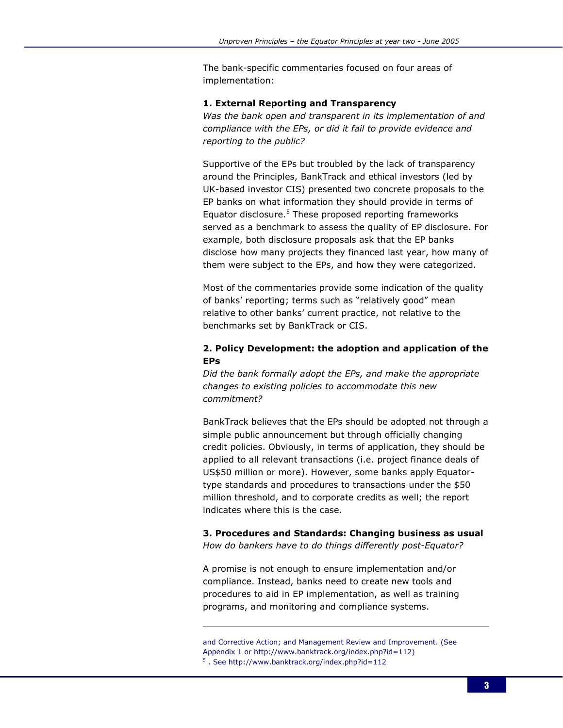The bank-specific commentaries focused on four areas of implementation:

**1. External Reporting and Transparency**

*Was the bank open and transparent in its implementation of and compliance with the EPs, or did it fail to provide evidence and reporting to the public?*

Supportive of the EPs but troubled by the lack of transparency around the Principles, BankTrack and ethical investors (led by UK-based investor CIS) presented two concrete proposals to the EP banks on what information they should provide in terms of Equator disclosure.[5] These proposed reporting frameworks served as a benchmark to assess the quality of EP disclosure. For example, both disclosure proposals ask that the EP banks disclose how many projects they financed last year, how many of them were subject to the EPs, and how they were categorized.

Most of the commentaries provide some indication of the quality of banks' reporting; terms such as "relatively good" mean relative to other banks' current practice, not relative to the benchmarks set by BankTrack or CIS.

**2. Policy Development: the adoption and application of the EPs**

*Did the bank formally adopt the EPs, and make the appropriate changes to existing policies to accommodate this new commitment?*

BankTrack believes that the EPs should be adopted not through a simple public announcement but through officially changing credit policies. Obviously, in terms of application, they should be applied to all relevant transactions (i.e. project finance deals of US$50 million or more). However, some banks apply Equator-type standards and procedures to transactions under the $50 million threshold, and to corporate credits as well; the report indicates where this is the case.

**3. Procedures and Standards: Changing business as usual**

*How do bankers have to do things differently post-Equator?*

A promise is not enough to ensure implementation and/or compliance. Instead, banks need to create new tools and procedures to aid in EP implementation, as well as training programs, and monitoring and compliance systems.

---

and Corrective Action; and Management Review and Improvement. (See Appendix 1 or http://www.banktrack.org/index.php?id=112)

[5] . See http://www.banktrack.org/index.php?id=112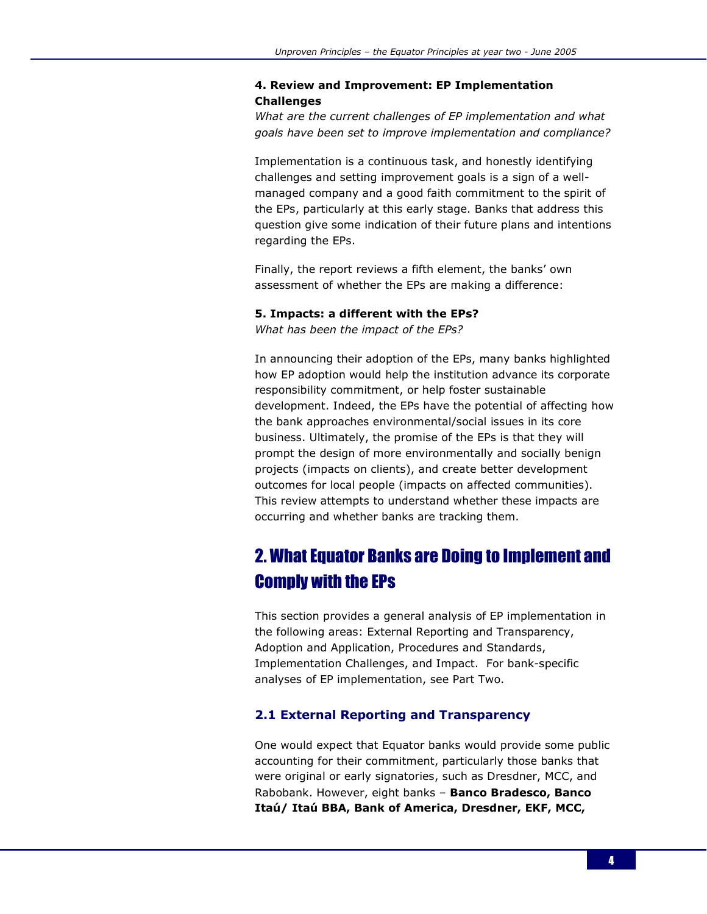**4. Review and Improvement: EP Implementation Challenges**

*What are the current challenges of EP implementation and what goals have been set to improve implementation and compliance?*

Implementation is a continuous task, and honestly identifying challenges and setting improvement goals is a sign of a well-managed company and a good faith commitment to the spirit of the EPs, particularly at this early stage. Banks that address this question give some indication of their future plans and intentions regarding the EPs.

Finally, the report reviews a fifth element, the banks' own assessment of whether the EPs are making a difference:

**5. Impacts: a different with the EPs?**

*What has been the impact of the EPs?*

In announcing their adoption of the EPs, many banks highlighted how EP adoption would help the institution advance its corporate responsibility commitment, or help foster sustainable development. Indeed, the EPs have the potential of affecting how the bank approaches environmental/social issues in its core business. Ultimately, the promise of the EPs is that they will prompt the design of more environmentally and socially benign projects (impacts on clients), and create better development outcomes for local people (impacts on affected communities). This review attempts to understand whether these impacts are occurring and whether banks are tracking them.

# 2. What Equator Banks are Doing to Implement and Comply with the EPs

This section provides a general analysis of EP implementation in the following areas: External Reporting and Transparency, Adoption and Application, Procedures and Standards, Implementation Challenges, and Impact. For bank-specific analyses of EP implementation, see Part Two.

## 2.1 External Reporting and Transparency

One would expect that Equator banks would provide some public accounting for their commitment, particularly those banks that were original or early signatories, such as Dresdner, MCC, and Rabobank. However, eight banks – **Banco Bradesco, Banco Itaú/ Itaú BBA, Bank of America, Dresdner, EKF, MCC,**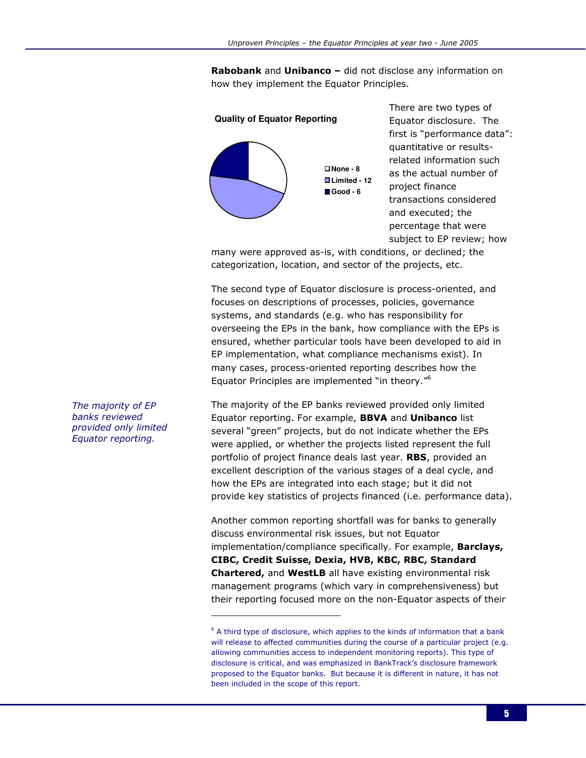**Rabobank** and **Unibanco –** did not disclose any information on how they implement the Equator Principles.

**Quality of Equator Reporting**

None - 8
Limited - 12
Good - 6

There are two types of Equator disclosure. The first is "performance data": quantitative or results-related information such as the actual number of project finance transactions considered and executed; the percentage that were subject to EP review; how many were approved as-is, with conditions, or declined; the categorization, location, and sector of the projects, etc.

The second type of Equator disclosure is process-oriented, and focuses on descriptions of processes, policies, governance systems, and standards (e.g. who has responsibility for overseeing the EPs in the bank, how compliance with the EPs is ensured, whether particular tools have been developed to aid in EP implementation, what compliance mechanisms exist). In many cases, process-oriented reporting describes how the Equator Principles are implemented "in theory."[6]

*The majority of EP banks reviewed provided only limited Equator reporting.*

The majority of the EP banks reviewed provided only limited Equator reporting. For example, **BBVA** and **Unibanco** list several "green" projects, but do not indicate whether the EPs were applied, or whether the projects listed represent the full portfolio of project finance deals last year. **RBS**, provided an excellent description of the various stages of a deal cycle, and how the EPs are integrated into each stage; but it did not provide key statistics of projects financed (i.e. performance data).

Another common reporting shortfall was for banks to generally discuss environmental risk issues, but not Equator implementation/compliance specifically. For example, **Barclays, CIBC, Credit Suisse, Dexia, HVB, KBC, RBC, Standard Chartered,** and **WestLB** all have existing environmental risk management programs (which vary in comprehensiveness) but their reporting focused more on the non-Equator aspects of their

---

[6] A third type of disclosure, which applies to the kinds of information that a bank will release to affected communities during the course of a particular project (e.g. allowing communities access to independent monitoring reports). This type of disclosure is critical, and was emphasized in BankTrack's disclosure framework proposed to the Equator banks. But because it is different in nature, it has not been included in the scope of this report.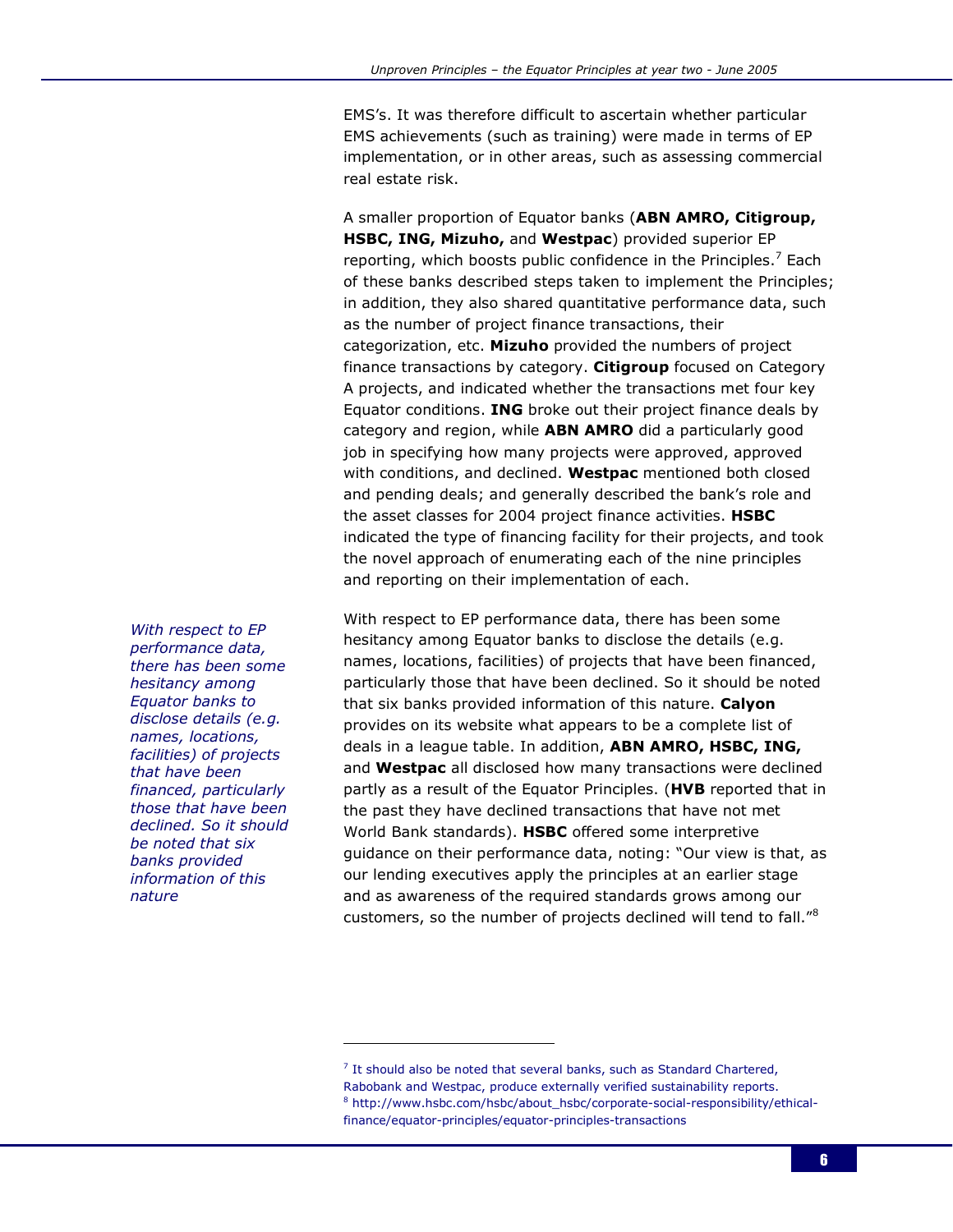EMS's. It was therefore difficult to ascertain whether particular EMS achievements (such as training) were made in terms of EP implementation, or in other areas, such as assessing commercial real estate risk.

A smaller proportion of Equator banks (**ABN AMRO, Citigroup, HSBC, ING, Mizuho,** and **Westpac**) provided superior EP reporting, which boosts public confidence in the Principles.[7] Each of these banks described steps taken to implement the Principles; in addition, they also shared quantitative performance data, such as the number of project finance transactions, their categorization, etc. **Mizuho** provided the numbers of project finance transactions by category. **Citigroup** focused on Category A projects, and indicated whether the transactions met four key Equator conditions. **ING** broke out their project finance deals by category and region, while **ABN AMRO** did a particularly good job in specifying how many projects were approved, approved with conditions, and declined. **Westpac** mentioned both closed and pending deals; and generally described the bank's role and the asset classes for 2004 project finance activities. **HSBC** indicated the type of financing facility for their projects, and took the novel approach of enumerating each of the nine principles and reporting on their implementation of each.

*With respect to EP performance data, there has been some hesitancy among Equator banks to disclose details (e.g. names, locations, facilities) of projects that have been financed, particularly those that have been declined. So it should be noted that six banks provided information of this nature*

With respect to EP performance data, there has been some hesitancy among Equator banks to disclose the details (e.g. names, locations, facilities) of projects that have been financed, particularly those that have been declined. So it should be noted that six banks provided information of this nature. **Calyon** provides on its website what appears to be a complete list of deals in a league table. In addition, **ABN AMRO, HSBC, ING,** and **Westpac** all disclosed how many transactions were declined partly as a result of the Equator Principles. (**HVB** reported that in the past they have declined transactions that have not met World Bank standards). **HSBC** offered some interpretive guidance on their performance data, noting: "Our view is that, as our lending executives apply the principles at an earlier stage and as awareness of the required standards grows among our customers, so the number of projects declined will tend to fall."[8]

---

[7] It should also be noted that several banks, such as Standard Chartered, Rabobank and Westpac, produce externally verified sustainability reports.

[8] http://www.hsbc.com/hsbc/about_hsbc/corporate-social-responsibility/ethical-finance/equator-principles/equator-principles-transactions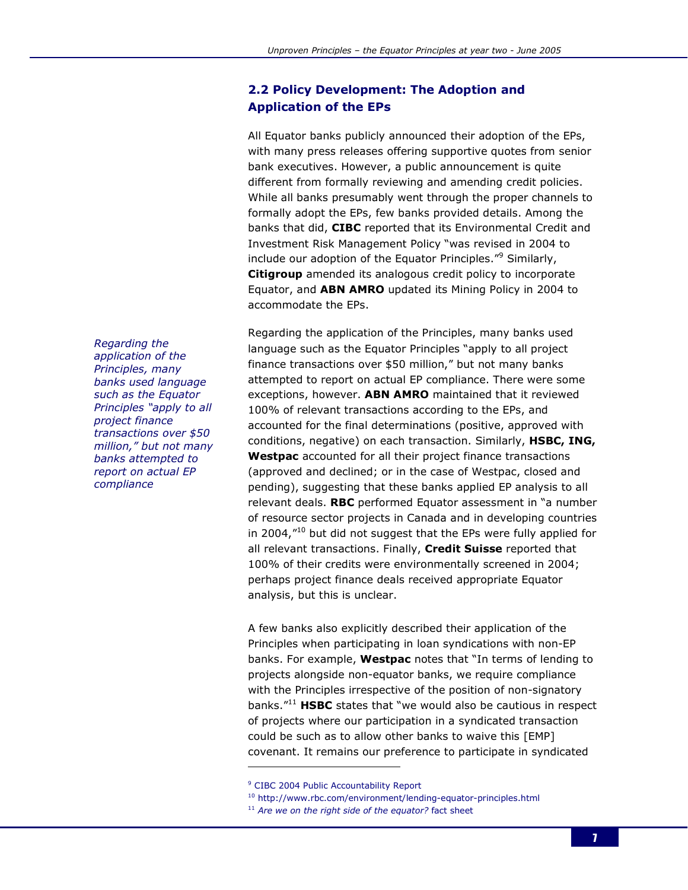## 2.2 Policy Development: The Adoption and Application of the EPs

All Equator banks publicly announced their adoption of the EPs, with many press releases offering supportive quotes from senior bank executives. However, a public announcement is quite different from formally reviewing and amending credit policies. While all banks presumably went through the proper channels to formally adopt the EPs, few banks provided details. Among the banks that did, **CIBC** reported that its Environmental Credit and Investment Risk Management Policy "was revised in 2004 to include our adoption of the Equator Principles."[9] Similarly, **Citigroup** amended its analogous credit policy to incorporate Equator, and **ABN AMRO** updated its Mining Policy in 2004 to accommodate the EPs.

*Regarding the application of the Principles, many banks used language such as the Equator Principles "apply to all project finance transactions over $50 million," but not many banks attempted to report on actual EP compliance*

Regarding the application of the Principles, many banks used language such as the Equator Principles "apply to all project finance transactions over $50 million," but not many banks attempted to report on actual EP compliance. There were some exceptions, however. **ABN AMRO** maintained that it reviewed 100% of relevant transactions according to the EPs, and accounted for the final determinations (positive, approved with conditions, negative) on each transaction. Similarly, **HSBC, ING, Westpac** accounted for all their project finance transactions (approved and declined; or in the case of Westpac, closed and pending), suggesting that these banks applied EP analysis to all relevant deals. **RBC** performed Equator assessment in "a number of resource sector projects in Canada and in developing countries in 2004,"[10] but did not suggest that the EPs were fully applied for all relevant transactions. Finally, **Credit Suisse** reported that 100% of their credits were environmentally screened in 2004; perhaps project finance deals received appropriate Equator analysis, but this is unclear.

A few banks also explicitly described their application of the Principles when participating in loan syndications with non-EP banks. For example, **Westpac** notes that "In terms of lending to projects alongside non-equator banks, we require compliance with the Principles irrespective of the position of non-signatory banks."[11] **HSBC** states that "we would also be cautious in respect of projects where our participation in a syndicated transaction could be such as to allow other banks to waive this [EMP] covenant. It remains our preference to participate in syndicated

---

[9] CIBC 2004 Public Accountability Report

[10] http://www.rbc.com/environment/lending-equator-principles.html

[11] *Are we on the right side of the equator?* fact sheet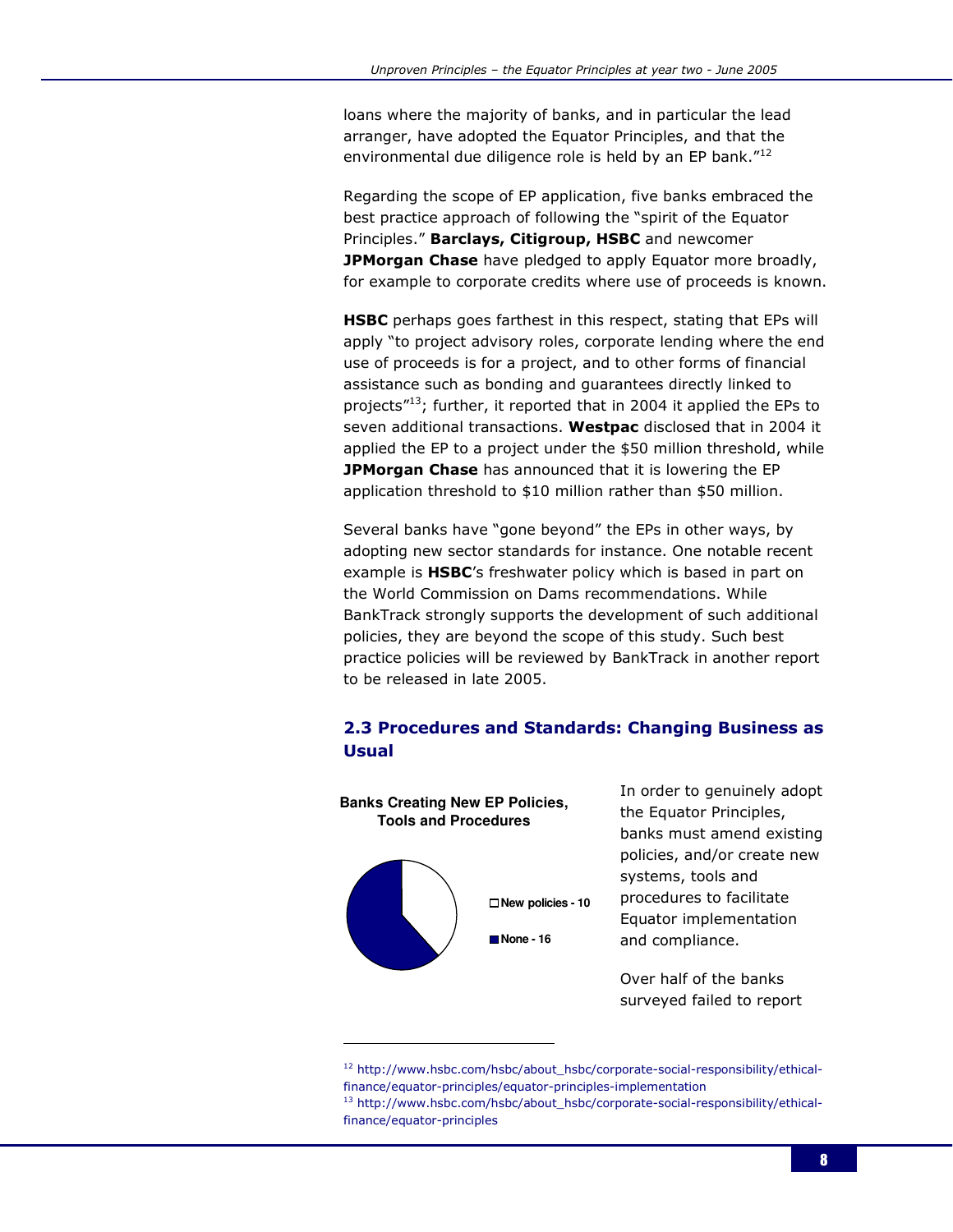loans where the majority of banks, and in particular the lead arranger, have adopted the Equator Principles, and that the environmental due diligence role is held by an EP bank."[12]

Regarding the scope of EP application, five banks embraced the best practice approach of following the "spirit of the Equator Principles." **Barclays, Citigroup, HSBC** and newcomer **JPMorgan Chase** have pledged to apply Equator more broadly, for example to corporate credits where use of proceeds is known.

**HSBC** perhaps goes farthest in this respect, stating that EPs will apply "to project advisory roles, corporate lending where the end use of proceeds is for a project, and to other forms of financial assistance such as bonding and guarantees directly linked to projects"[13]; further, it reported that in 2004 it applied the EPs to seven additional transactions. **Westpac** disclosed that in 2004 it applied the EP to a project under the $50 million threshold, while **JPMorgan Chase** has announced that it is lowering the EP application threshold to $10 million rather than $50 million.

Several banks have "gone beyond" the EPs in other ways, by adopting new sector standards for instance. One notable recent example is **HSBC**'s freshwater policy which is based in part on the World Commission on Dams recommendations. While BankTrack strongly supports the development of such additional policies, they are beyond the scope of this study. Such best practice policies will be reviewed by BankTrack in another report to be released in late 2005.

## 2.3 Procedures and Standards: Changing Business as Usual

**Banks Creating New EP Policies, Tools and Procedures**

New policies - 10

None - 16

In order to genuinely adopt the Equator Principles, banks must amend existing policies, and/or create new systems, tools and procedures to facilitate Equator implementation and compliance.

Over half of the banks surveyed failed to report

[12] http://www.hsbc.com/hsbc/about_hsbc/corporate-social-responsibility/ethical-finance/equator-principles/equator-principles-implementation

[13] http://www.hsbc.com/hsbc/about_hsbc/corporate-social-responsibility/ethical-finance/equator-principles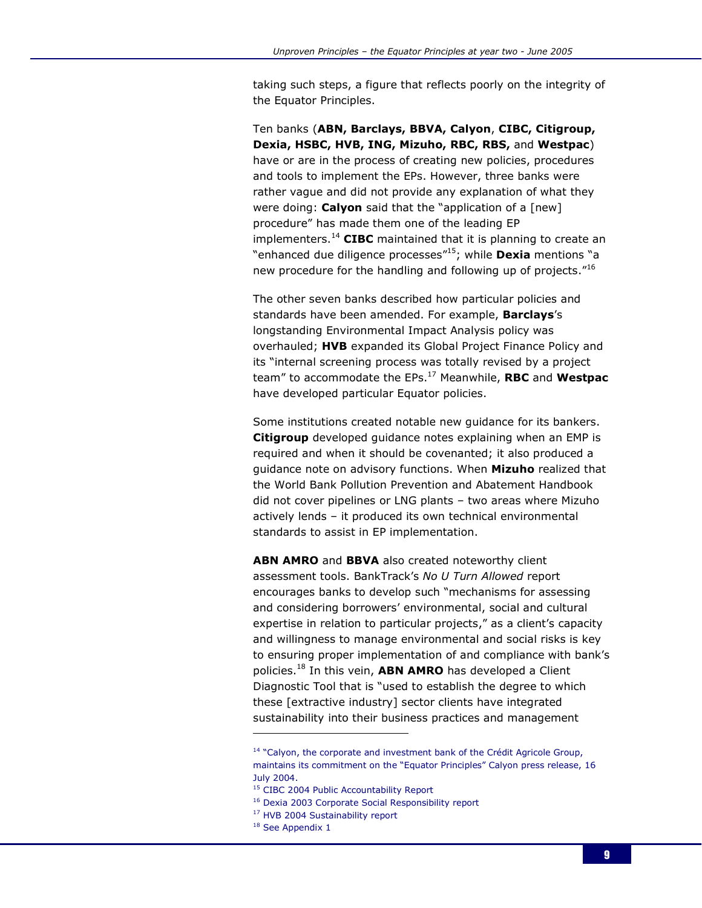taking such steps, a figure that reflects poorly on the integrity of the Equator Principles.

Ten banks (**ABN, Barclays, BBVA, Calyon**, **CIBC, Citigroup, Dexia, HSBC, HVB, ING, Mizuho, RBC, RBS,** and **Westpac**) have or are in the process of creating new policies, procedures and tools to implement the EPs. However, three banks were rather vague and did not provide any explanation of what they were doing: **Calyon** said that the "application of a [new] procedure" has made them one of the leading EP implementers.[14] **CIBC** maintained that it is planning to create an "enhanced due diligence processes"[15]; while **Dexia** mentions "a new procedure for the handling and following up of projects."[16]

The other seven banks described how particular policies and standards have been amended. For example, **Barclays**'s longstanding Environmental Impact Analysis policy was overhauled; **HVB** expanded its Global Project Finance Policy and its "internal screening process was totally revised by a project team" to accommodate the EPs.[17] Meanwhile, **RBC** and **Westpac** have developed particular Equator policies.

Some institutions created notable new guidance for its bankers. **Citigroup** developed guidance notes explaining when an EMP is required and when it should be covenanted; it also produced a guidance note on advisory functions. When **Mizuho** realized that the World Bank Pollution Prevention and Abatement Handbook did not cover pipelines or LNG plants – two areas where Mizuho actively lends – it produced its own technical environmental standards to assist in EP implementation.

**ABN AMRO** and **BBVA** also created noteworthy client assessment tools. BankTrack's *No U Turn Allowed* report encourages banks to develop such "mechanisms for assessing and considering borrowers' environmental, social and cultural expertise in relation to particular projects," as a client's capacity and willingness to manage environmental and social risks is key to ensuring proper implementation of and compliance with bank's policies.[18] In this vein, **ABN AMRO** has developed a Client Diagnostic Tool that is "used to establish the degree to which these [extractive industry] sector clients have integrated sustainability into their business practices and management

---

[14] "Calyon, the corporate and investment bank of the Crédit Agricole Group, maintains its commitment on the "Equator Principles" Calyon press release, 16 July 2004.

[15] CIBC 2004 Public Accountability Report

[16] Dexia 2003 Corporate Social Responsibility report

[17] HVB 2004 Sustainability report

[18] See Appendix 1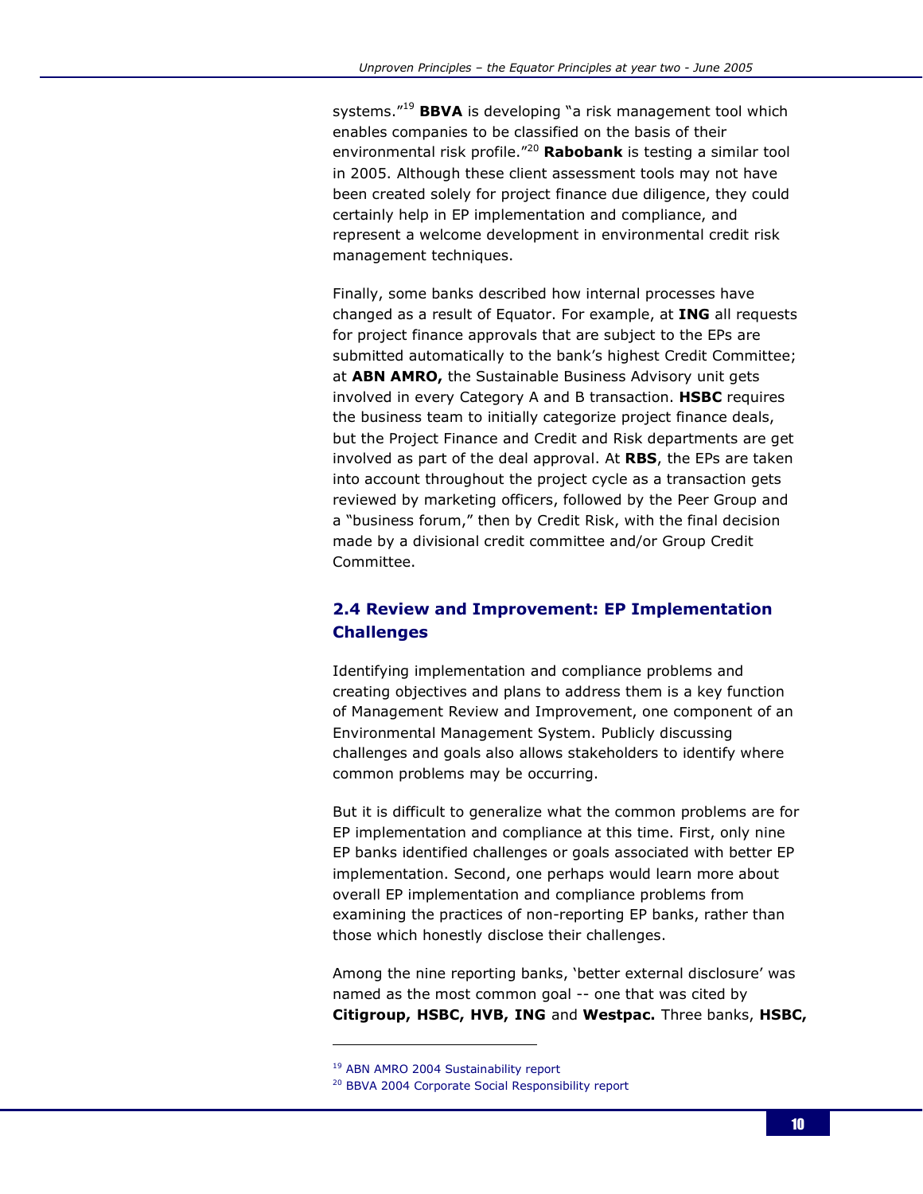systems."[19] **BBVA** is developing "a risk management tool which enables companies to be classified on the basis of their environmental risk profile."[20] **Rabobank** is testing a similar tool in 2005. Although these client assessment tools may not have been created solely for project finance due diligence, they could certainly help in EP implementation and compliance, and represent a welcome development in environmental credit risk management techniques.

Finally, some banks described how internal processes have changed as a result of Equator. For example, at **ING** all requests for project finance approvals that are subject to the EPs are submitted automatically to the bank's highest Credit Committee; at **ABN AMRO,** the Sustainable Business Advisory unit gets involved in every Category A and B transaction. **HSBC** requires the business team to initially categorize project finance deals, but the Project Finance and Credit and Risk departments are get involved as part of the deal approval. At **RBS**, the EPs are taken into account throughout the project cycle as a transaction gets reviewed by marketing officers, followed by the Peer Group and a "business forum," then by Credit Risk, with the final decision made by a divisional credit committee and/or Group Credit Committee.

## 2.4 Review and Improvement: EP Implementation Challenges

Identifying implementation and compliance problems and creating objectives and plans to address them is a key function of Management Review and Improvement, one component of an Environmental Management System. Publicly discussing challenges and goals also allows stakeholders to identify where common problems may be occurring.

But it is difficult to generalize what the common problems are for EP implementation and compliance at this time. First, only nine EP banks identified challenges or goals associated with better EP implementation. Second, one perhaps would learn more about overall EP implementation and compliance problems from examining the practices of non-reporting EP banks, rather than those which honestly disclose their challenges.

Among the nine reporting banks, 'better external disclosure' was named as the most common goal -- one that was cited by **Citigroup, HSBC, HVB, ING** and **Westpac.** Three banks, **HSBC,**

[19] ABN AMRO 2004 Sustainability report

[20] BBVA 2004 Corporate Social Responsibility report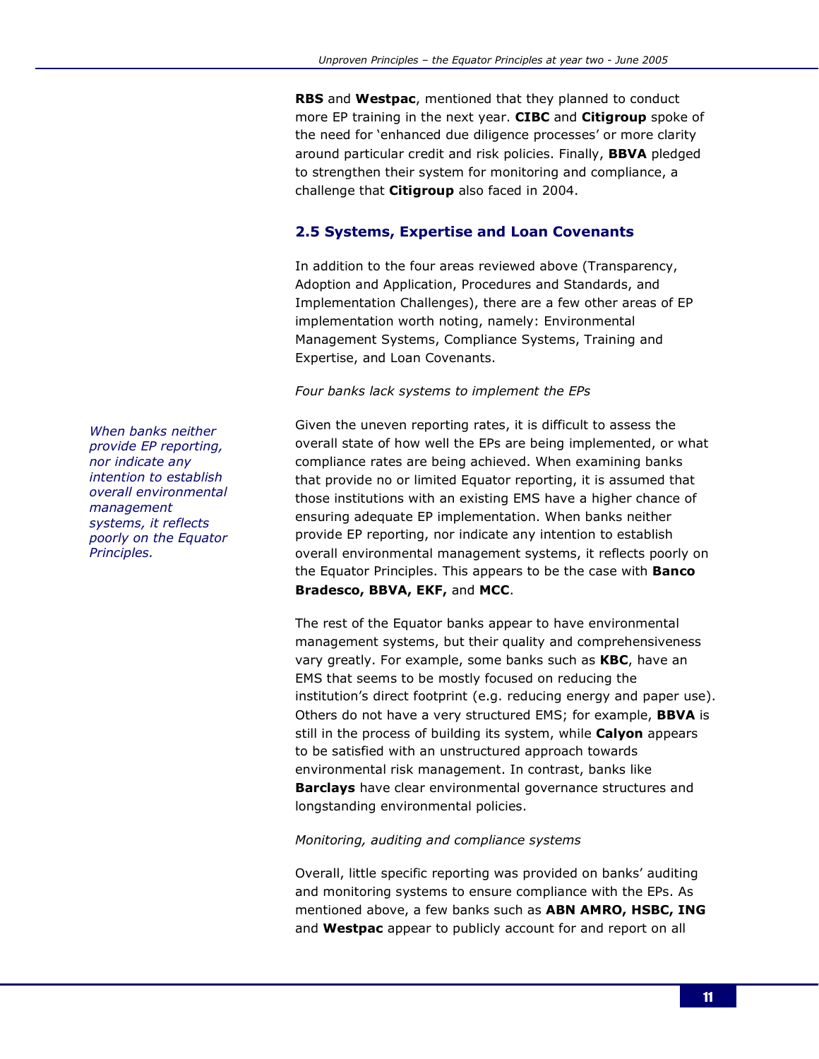**RBS** and **Westpac**, mentioned that they planned to conduct more EP training in the next year. **CIBC** and **Citigroup** spoke of the need for 'enhanced due diligence processes' or more clarity around particular credit and risk policies. Finally, **BBVA** pledged to strengthen their system for monitoring and compliance, a challenge that **Citigroup** also faced in 2004.

### 2.5 Systems, Expertise and Loan Covenants

In addition to the four areas reviewed above (Transparency, Adoption and Application, Procedures and Standards, and Implementation Challenges), there are a few other areas of EP implementation worth noting, namely: Environmental Management Systems, Compliance Systems, Training and Expertise, and Loan Covenants.

*Four banks lack systems to implement the EPs*

*When banks neither provide EP reporting, nor indicate any intention to establish overall environmental management systems, it reflects poorly on the Equator Principles.*

Given the uneven reporting rates, it is difficult to assess the overall state of how well the EPs are being implemented, or what compliance rates are being achieved. When examining banks that provide no or limited Equator reporting, it is assumed that those institutions with an existing EMS have a higher chance of ensuring adequate EP implementation. When banks neither provide EP reporting, nor indicate any intention to establish overall environmental management systems, it reflects poorly on the Equator Principles. This appears to be the case with **Banco Bradesco, BBVA, EKF,** and **MCC**.

The rest of the Equator banks appear to have environmental management systems, but their quality and comprehensiveness vary greatly. For example, some banks such as **KBC**, have an EMS that seems to be mostly focused on reducing the institution's direct footprint (e.g. reducing energy and paper use). Others do not have a very structured EMS; for example, **BBVA** is still in the process of building its system, while **Calyon** appears to be satisfied with an unstructured approach towards environmental risk management. In contrast, banks like **Barclays** have clear environmental governance structures and longstanding environmental policies.

*Monitoring, auditing and compliance systems*

Overall, little specific reporting was provided on banks' auditing and monitoring systems to ensure compliance with the EPs. As mentioned above, a few banks such as **ABN AMRO, HSBC, ING** and **Westpac** appear to publicly account for and report on all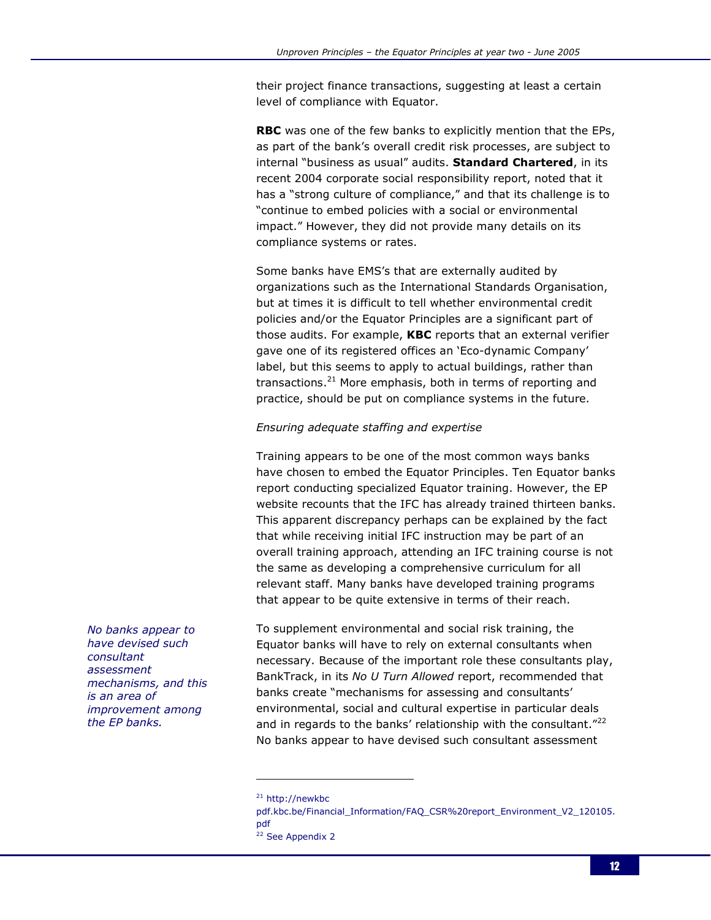their project finance transactions, suggesting at least a certain level of compliance with Equator.

**RBC** was one of the few banks to explicitly mention that the EPs, as part of the bank's overall credit risk processes, are subject to internal "business as usual" audits. **Standard Chartered**, in its recent 2004 corporate social responsibility report, noted that it has a "strong culture of compliance," and that its challenge is to "continue to embed policies with a social or environmental impact." However, they did not provide many details on its compliance systems or rates.

Some banks have EMS's that are externally audited by organizations such as the International Standards Organisation, but at times it is difficult to tell whether environmental credit policies and/or the Equator Principles are a significant part of those audits. For example, **KBC** reports that an external verifier gave one of its registered offices an 'Eco-dynamic Company' label, but this seems to apply to actual buildings, rather than transactions.[21] More emphasis, both in terms of reporting and practice, should be put on compliance systems in the future.

*Ensuring adequate staffing and expertise*

Training appears to be one of the most common ways banks have chosen to embed the Equator Principles. Ten Equator banks report conducting specialized Equator training. However, the EP website recounts that the IFC has already trained thirteen banks. This apparent discrepancy perhaps can be explained by the fact that while receiving initial IFC instruction may be part of an overall training approach, attending an IFC training course is not the same as developing a comprehensive curriculum for all relevant staff. Many banks have developed training programs that appear to be quite extensive in terms of their reach.

*No banks appear to have devised such consultant assessment mechanisms, and this is an area of improvement among the EP banks.*

To supplement environmental and social risk training, the Equator banks will have to rely on external consultants when necessary. Because of the important role these consultants play, BankTrack, in its *No U Turn Allowed* report, recommended that banks create "mechanisms for assessing and consultants' environmental, social and cultural expertise in particular deals and in regards to the banks' relationship with the consultant."[22] No banks appear to have devised such consultant assessment

---

[21] http://newkbc pdf.kbc.be/Financial_Information/FAQ_CSR%20report_Environment_V2_120105.pdf

[22] See Appendix 2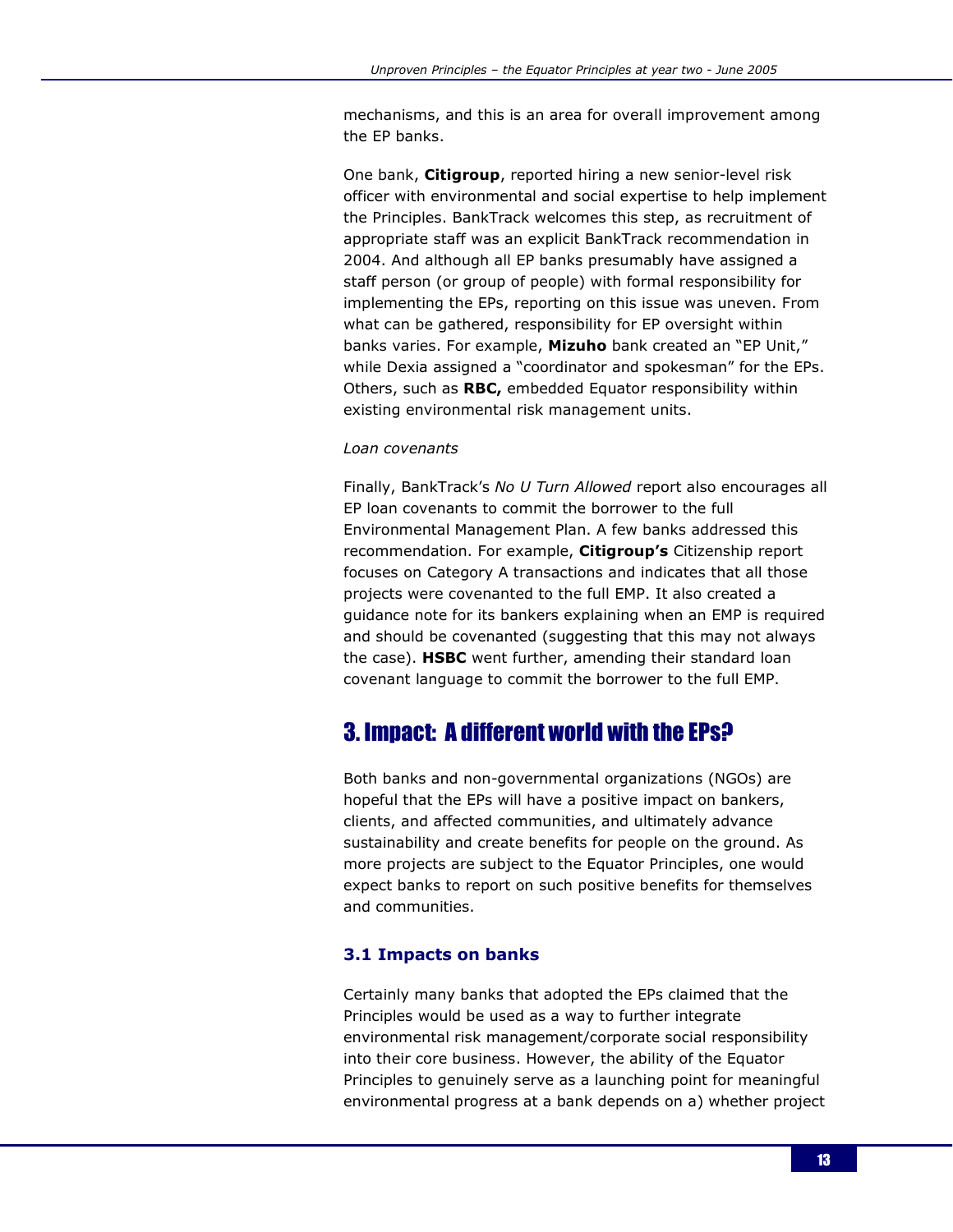mechanisms, and this is an area for overall improvement among the EP banks.

One bank, **Citigroup**, reported hiring a new senior-level risk officer with environmental and social expertise to help implement the Principles. BankTrack welcomes this step, as recruitment of appropriate staff was an explicit BankTrack recommendation in 2004. And although all EP banks presumably have assigned a staff person (or group of people) with formal responsibility for implementing the EPs, reporting on this issue was uneven. From what can be gathered, responsibility for EP oversight within banks varies. For example, **Mizuho** bank created an "EP Unit," while Dexia assigned a "coordinator and spokesman" for the EPs. Others, such as **RBC,** embedded Equator responsibility within existing environmental risk management units.

*Loan covenants*

Finally, BankTrack's *No U Turn Allowed* report also encourages all EP loan covenants to commit the borrower to the full Environmental Management Plan. A few banks addressed this recommendation. For example, **Citigroup's** Citizenship report focuses on Category A transactions and indicates that all those projects were covenanted to the full EMP. It also created a guidance note for its bankers explaining when an EMP is required and should be covenanted (suggesting that this may not always the case). **HSBC** went further, amending their standard loan covenant language to commit the borrower to the full EMP.

## 3. Impact: A different world with the EPs?

Both banks and non-governmental organizations (NGOs) are hopeful that the EPs will have a positive impact on bankers, clients, and affected communities, and ultimately advance sustainability and create benefits for people on the ground. As more projects are subject to the Equator Principles, one would expect banks to report on such positive benefits for themselves and communities.

### 3.1 Impacts on banks

Certainly many banks that adopted the EPs claimed that the Principles would be used as a way to further integrate environmental risk management/corporate social responsibility into their core business. However, the ability of the Equator Principles to genuinely serve as a launching point for meaningful environmental progress at a bank depends on a) whether project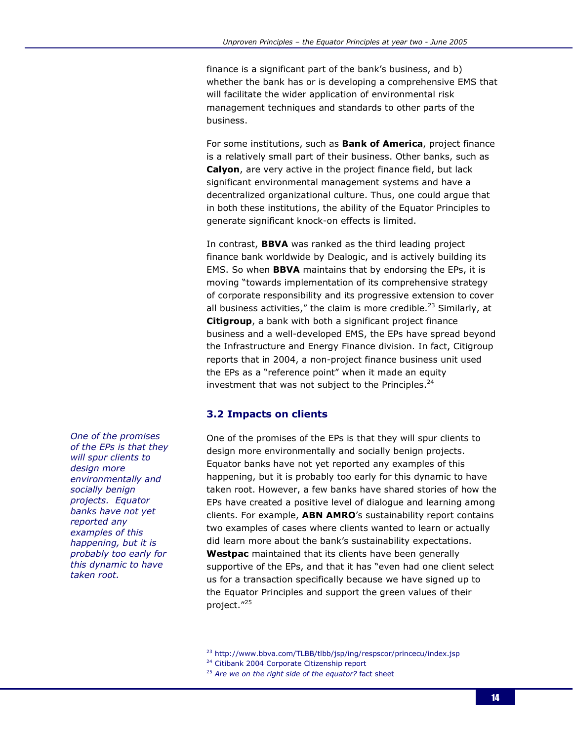finance is a significant part of the bank's business, and b) whether the bank has or is developing a comprehensive EMS that will facilitate the wider application of environmental risk management techniques and standards to other parts of the business.

For some institutions, such as **Bank of America**, project finance is a relatively small part of their business. Other banks, such as **Calyon**, are very active in the project finance field, but lack significant environmental management systems and have a decentralized organizational culture. Thus, one could argue that in both these institutions, the ability of the Equator Principles to generate significant knock-on effects is limited.

In contrast, **BBVA** was ranked as the third leading project finance bank worldwide by Dealogic, and is actively building its EMS. So when **BBVA** maintains that by endorsing the EPs, it is moving "towards implementation of its comprehensive strategy of corporate responsibility and its progressive extension to cover all business activities," the claim is more credible.[23] Similarly, at **Citigroup**, a bank with both a significant project finance business and a well-developed EMS, the EPs have spread beyond the Infrastructure and Energy Finance division. In fact, Citigroup reports that in 2004, a non-project finance business unit used the EPs as a "reference point" when it made an equity investment that was not subject to the Principles.[24]

### 3.2 Impacts on clients

*One of the promises of the EPs is that they will spur clients to design more environmentally and socially benign projects. Equator banks have not yet reported any examples of this happening, but it is probably too early for this dynamic to have taken root.*

One of the promises of the EPs is that they will spur clients to design more environmentally and socially benign projects. Equator banks have not yet reported any examples of this happening, but it is probably too early for this dynamic to have taken root. However, a few banks have shared stories of how the EPs have created a positive level of dialogue and learning among clients. For example, **ABN AMRO**'s sustainability report contains two examples of cases where clients wanted to learn or actually did learn more about the bank's sustainability expectations. **Westpac** maintained that its clients have been generally supportive of the EPs, and that it has "even had one client select us for a transaction specifically because we have signed up to the Equator Principles and support the green values of their project."[25]

---

[23] http://www.bbva.com/TLBB/tlbb/jsp/ing/respscor/princecu/index.jsp

[24] Citibank 2004 Corporate Citizenship report

[25] *Are we on the right side of the equator?* fact sheet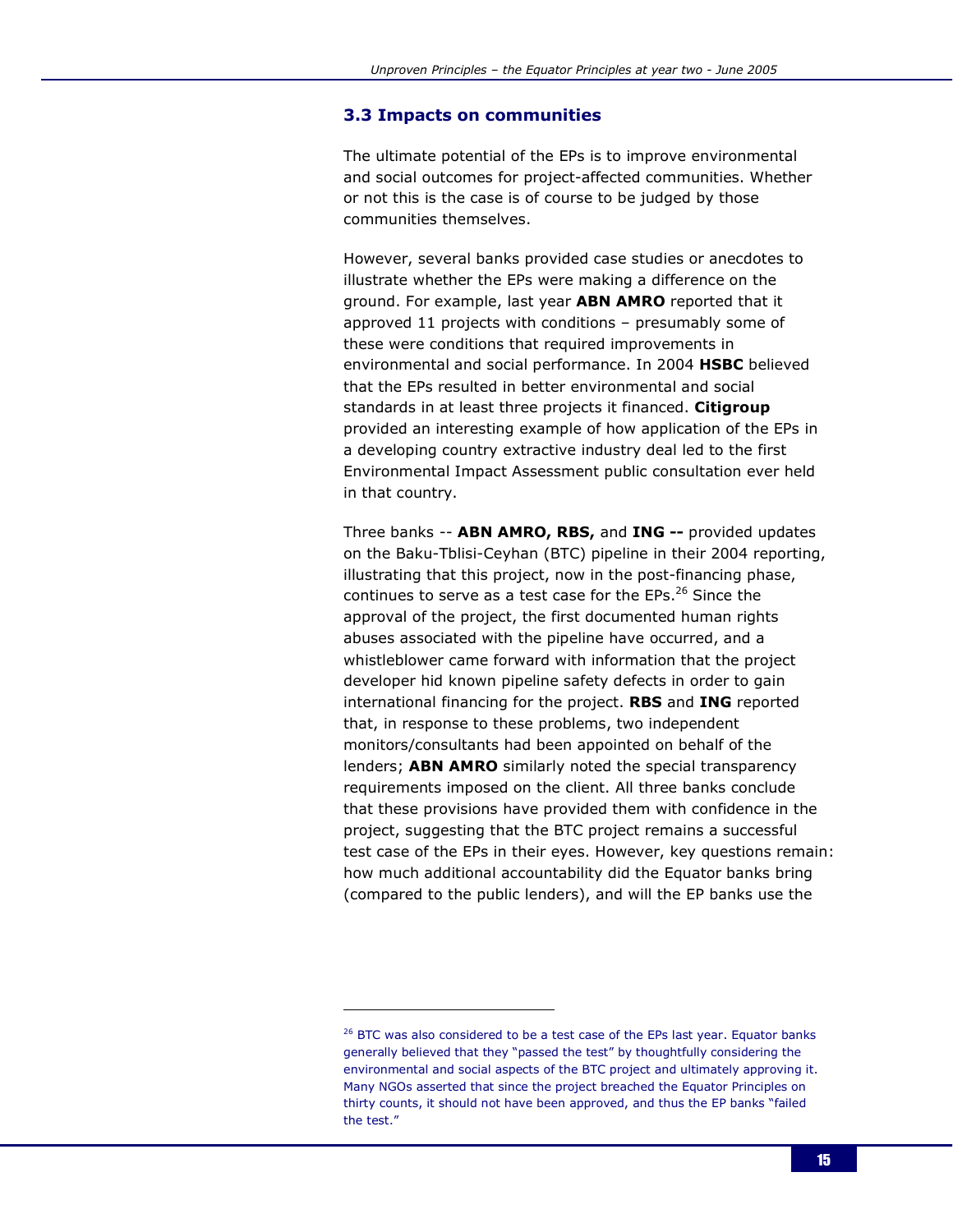### 3.3 Impacts on communities

The ultimate potential of the EPs is to improve environmental and social outcomes for project-affected communities. Whether or not this is the case is of course to be judged by those communities themselves.

However, several banks provided case studies or anecdotes to illustrate whether the EPs were making a difference on the ground. For example, last year **ABN AMRO** reported that it approved 11 projects with conditions – presumably some of these were conditions that required improvements in environmental and social performance. In 2004 **HSBC** believed that the EPs resulted in better environmental and social standards in at least three projects it financed. **Citigroup** provided an interesting example of how application of the EPs in a developing country extractive industry deal led to the first Environmental Impact Assessment public consultation ever held in that country.

Three banks -- **ABN AMRO, RBS,** and **ING --** provided updates on the Baku-Tblisi-Ceyhan (BTC) pipeline in their 2004 reporting, illustrating that this project, now in the post-financing phase, continues to serve as a test case for the EPs.[26] Since the approval of the project, the first documented human rights abuses associated with the pipeline have occurred, and a whistleblower came forward with information that the project developer hid known pipeline safety defects in order to gain international financing for the project. **RBS** and **ING** reported that, in response to these problems, two independent monitors/consultants had been appointed on behalf of the lenders; **ABN AMRO** similarly noted the special transparency requirements imposed on the client. All three banks conclude that these provisions have provided them with confidence in the project, suggesting that the BTC project remains a successful test case of the EPs in their eyes. However, key questions remain: how much additional accountability did the Equator banks bring (compared to the public lenders), and will the EP banks use the

[26] BTC was also considered to be a test case of the EPs last year. Equator banks generally believed that they "passed the test" by thoughtfully considering the environmental and social aspects of the BTC project and ultimately approving it. Many NGOs asserted that since the project breached the Equator Principles on thirty counts, it should not have been approved, and thus the EP banks "failed the test."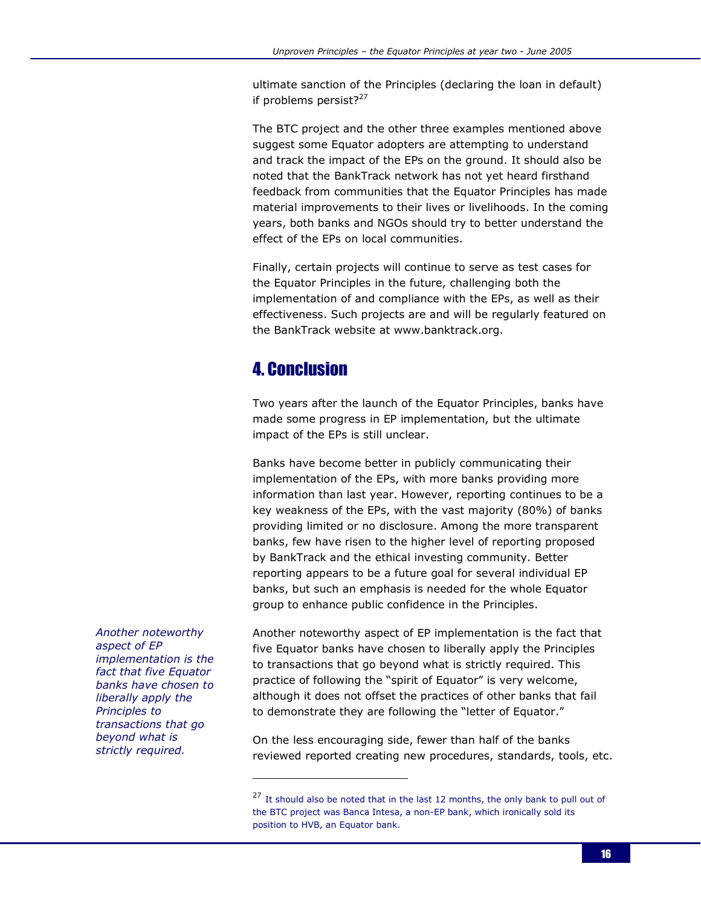ultimate sanction of the Principles (declaring the loan in default) if problems persist?[27]

The BTC project and the other three examples mentioned above suggest some Equator adopters are attempting to understand and track the impact of the EPs on the ground. It should also be noted that the BankTrack network has not yet heard firsthand feedback from communities that the Equator Principles has made material improvements to their lives or livelihoods. In the coming years, both banks and NGOs should try to better understand the effect of the EPs on local communities.

Finally, certain projects will continue to serve as test cases for the Equator Principles in the future, challenging both the implementation of and compliance with the EPs, as well as their effectiveness. Such projects are and will be regularly featured on the BankTrack website at www.banktrack.org.

## 4. Conclusion

Two years after the launch of the Equator Principles, banks have made some progress in EP implementation, but the ultimate impact of the EPs is still unclear.

Banks have become better in publicly communicating their implementation of the EPs, with more banks providing more information than last year. However, reporting continues to be a key weakness of the EPs, with the vast majority (80%) of banks providing limited or no disclosure. Among the more transparent banks, few have risen to the higher level of reporting proposed by BankTrack and the ethical investing community. Better reporting appears to be a future goal for several individual EP banks, but such an emphasis is needed for the whole Equator group to enhance public confidence in the Principles.

*Another noteworthy aspect of EP implementation is the fact that five Equator banks have chosen to liberally apply the Principles to transactions that go beyond what is strictly required.*

Another noteworthy aspect of EP implementation is the fact that five Equator banks have chosen to liberally apply the Principles to transactions that go beyond what is strictly required. This practice of following the "spirit of Equator" is very welcome, although it does not offset the practices of other banks that fail to demonstrate they are following the "letter of Equator."

On the less encouraging side, fewer than half of the banks reviewed reported creating new procedures, standards, tools, etc.

[27] It should also be noted that in the last 12 months, the only bank to pull out of the BTC project was Banca Intesa, a non-EP bank, which ironically sold its position to HVB, an Equator bank.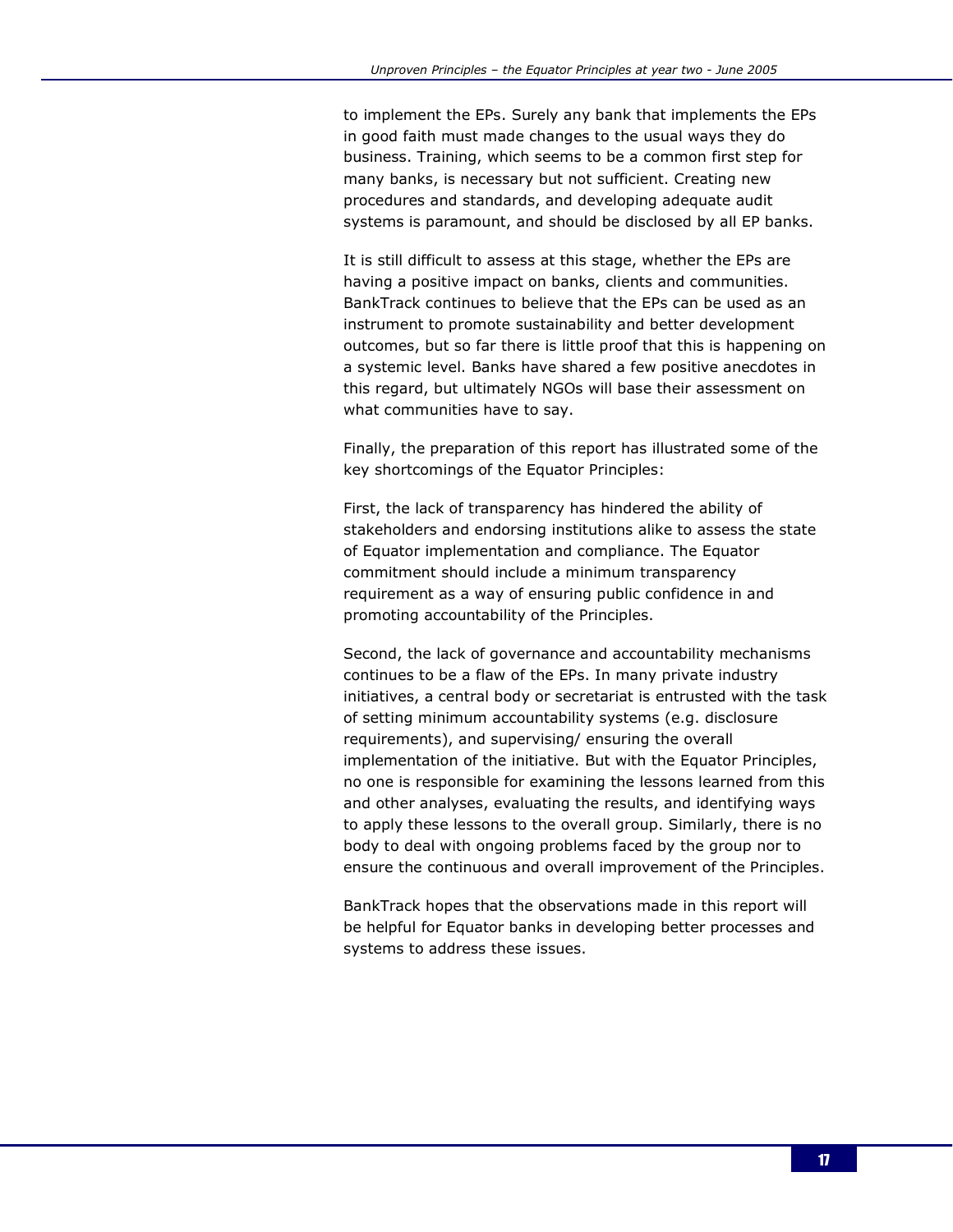to implement the EPs. Surely any bank that implements the EPs in good faith must made changes to the usual ways they do business. Training, which seems to be a common first step for many banks, is necessary but not sufficient. Creating new procedures and standards, and developing adequate audit systems is paramount, and should be disclosed by all EP banks.

It is still difficult to assess at this stage, whether the EPs are having a positive impact on banks, clients and communities. BankTrack continues to believe that the EPs can be used as an instrument to promote sustainability and better development outcomes, but so far there is little proof that this is happening on a systemic level. Banks have shared a few positive anecdotes in this regard, but ultimately NGOs will base their assessment on what communities have to say.

Finally, the preparation of this report has illustrated some of the key shortcomings of the Equator Principles:

First, the lack of transparency has hindered the ability of stakeholders and endorsing institutions alike to assess the state of Equator implementation and compliance. The Equator commitment should include a minimum transparency requirement as a way of ensuring public confidence in and promoting accountability of the Principles.

Second, the lack of governance and accountability mechanisms continues to be a flaw of the EPs. In many private industry initiatives, a central body or secretariat is entrusted with the task of setting minimum accountability systems (e.g. disclosure requirements), and supervising/ ensuring the overall implementation of the initiative. But with the Equator Principles, no one is responsible for examining the lessons learned from this and other analyses, evaluating the results, and identifying ways to apply these lessons to the overall group. Similarly, there is no body to deal with ongoing problems faced by the group nor to ensure the continuous and overall improvement of the Principles.

BankTrack hopes that the observations made in this report will be helpful for Equator banks in developing better processes and systems to address these issues.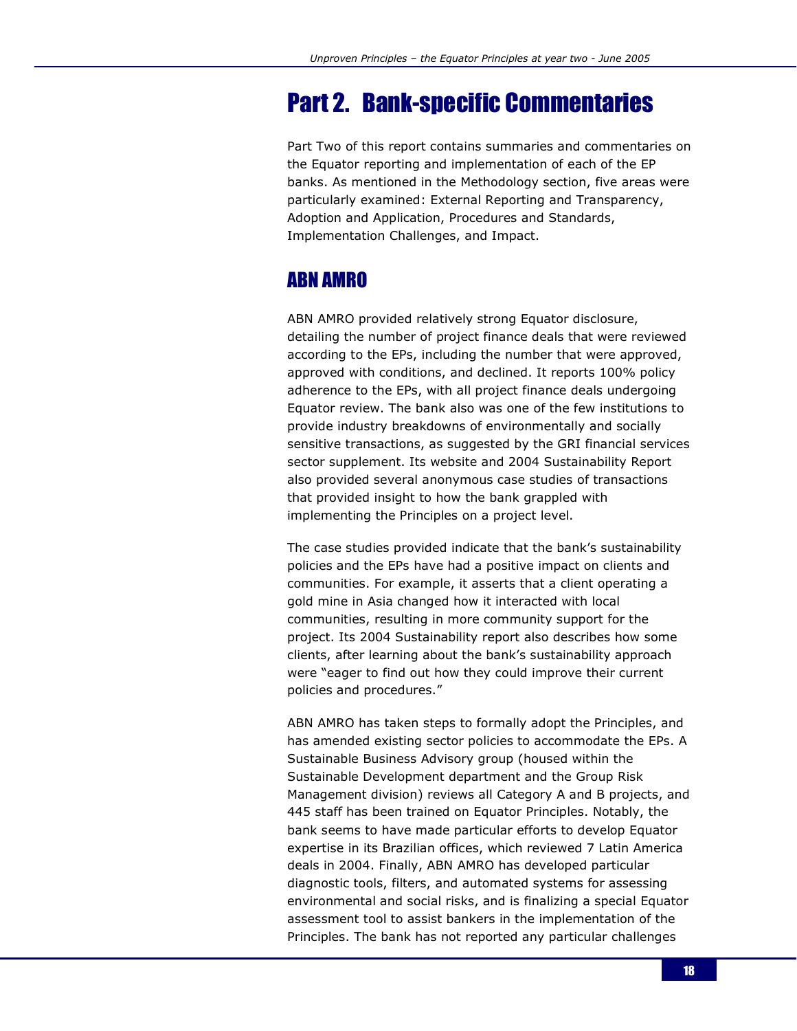# Part 2. Bank-specific Commentaries

Part Two of this report contains summaries and commentaries on the Equator reporting and implementation of each of the EP banks. As mentioned in the Methodology section, five areas were particularly examined: External Reporting and Transparency, Adoption and Application, Procedures and Standards, Implementation Challenges, and Impact.

## ABN AMRO

ABN AMRO provided relatively strong Equator disclosure, detailing the number of project finance deals that were reviewed according to the EPs, including the number that were approved, approved with conditions, and declined. It reports 100% policy adherence to the EPs, with all project finance deals undergoing Equator review. The bank also was one of the few institutions to provide industry breakdowns of environmentally and socially sensitive transactions, as suggested by the GRI financial services sector supplement. Its website and 2004 Sustainability Report also provided several anonymous case studies of transactions that provided insight to how the bank grappled with implementing the Principles on a project level.

The case studies provided indicate that the bank's sustainability policies and the EPs have had a positive impact on clients and communities. For example, it asserts that a client operating a gold mine in Asia changed how it interacted with local communities, resulting in more community support for the project. Its 2004 Sustainability report also describes how some clients, after learning about the bank's sustainability approach were "eager to find out how they could improve their current policies and procedures."

ABN AMRO has taken steps to formally adopt the Principles, and has amended existing sector policies to accommodate the EPs. A Sustainable Business Advisory group (housed within the Sustainable Development department and the Group Risk Management division) reviews all Category A and B projects, and 445 staff has been trained on Equator Principles. Notably, the bank seems to have made particular efforts to develop Equator expertise in its Brazilian offices, which reviewed 7 Latin America deals in 2004. Finally, ABN AMRO has developed particular diagnostic tools, filters, and automated systems for assessing environmental and social risks, and is finalizing a special Equator assessment tool to assist bankers in the implementation of the Principles. The bank has not reported any particular challenges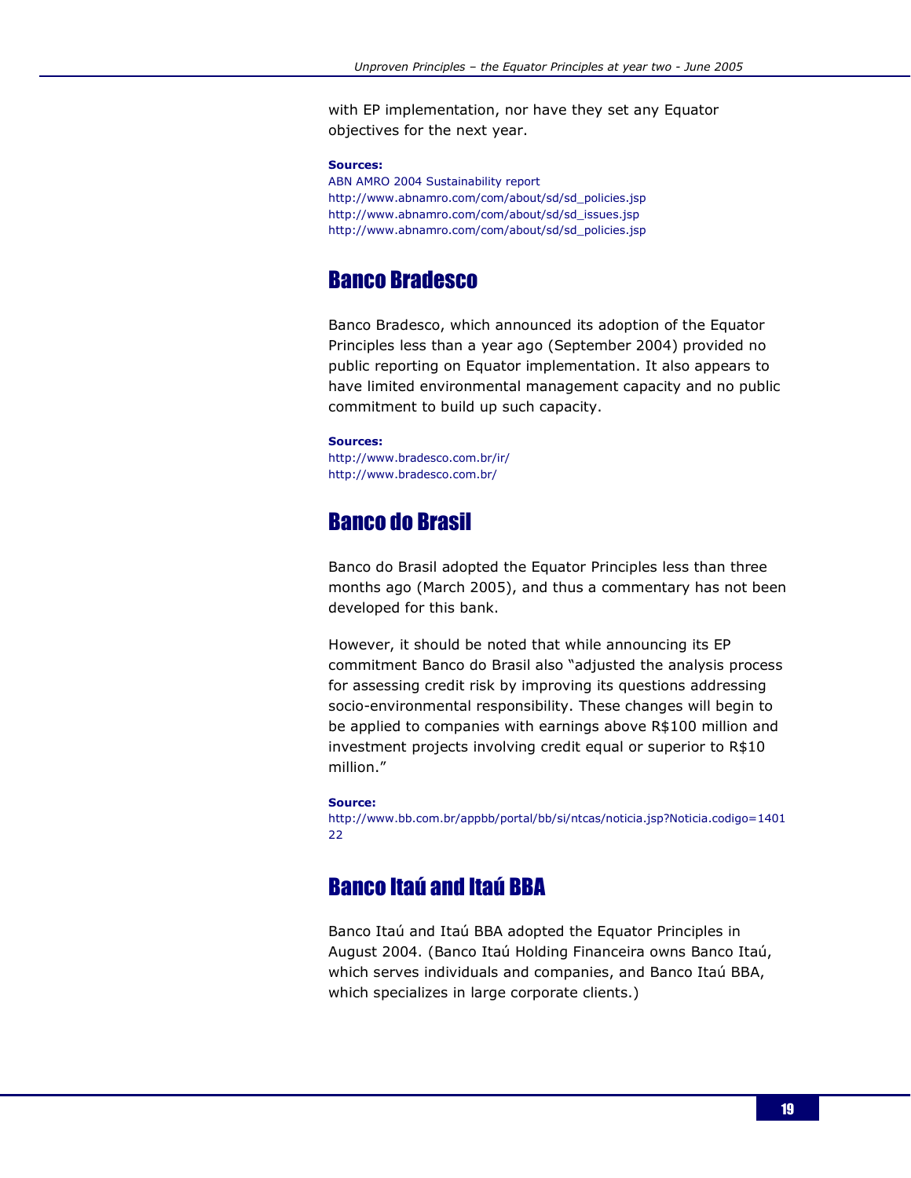with EP implementation, nor have they set any Equator objectives for the next year.

**Sources:**
ABN AMRO 2004 Sustainability report
http://www.abnamro.com/com/about/sd/sd_policies.jsp
http://www.abnamro.com/com/about/sd/sd_issues.jsp
http://www.abnamro.com/com/about/sd/sd_policies.jsp

## Banco Bradesco

Banco Bradesco, which announced its adoption of the Equator Principles less than a year ago (September 2004) provided no public reporting on Equator implementation. It also appears to have limited environmental management capacity and no public commitment to build up such capacity.

**Sources:**
http://www.bradesco.com.br/ir/
http://www.bradesco.com.br/

## Banco do Brasil

Banco do Brasil adopted the Equator Principles less than three months ago (March 2005), and thus a commentary has not been developed for this bank.

However, it should be noted that while announcing its EP commitment Banco do Brasil also "adjusted the analysis process for assessing credit risk by improving its questions addressing socio-environmental responsibility. These changes will begin to be applied to companies with earnings above R$100 million and investment projects involving credit equal or superior to R$10 million."

**Source:**
http://www.bb.com.br/appbb/portal/bb/si/ntcas/noticia.jsp?Noticia.codigo=140122

## Banco Itaú and Itaú BBA

Banco Itaú and Itaú BBA adopted the Equator Principles in August 2004. (Banco Itaú Holding Financeira owns Banco Itaú, which serves individuals and companies, and Banco Itaú BBA, which specializes in large corporate clients.)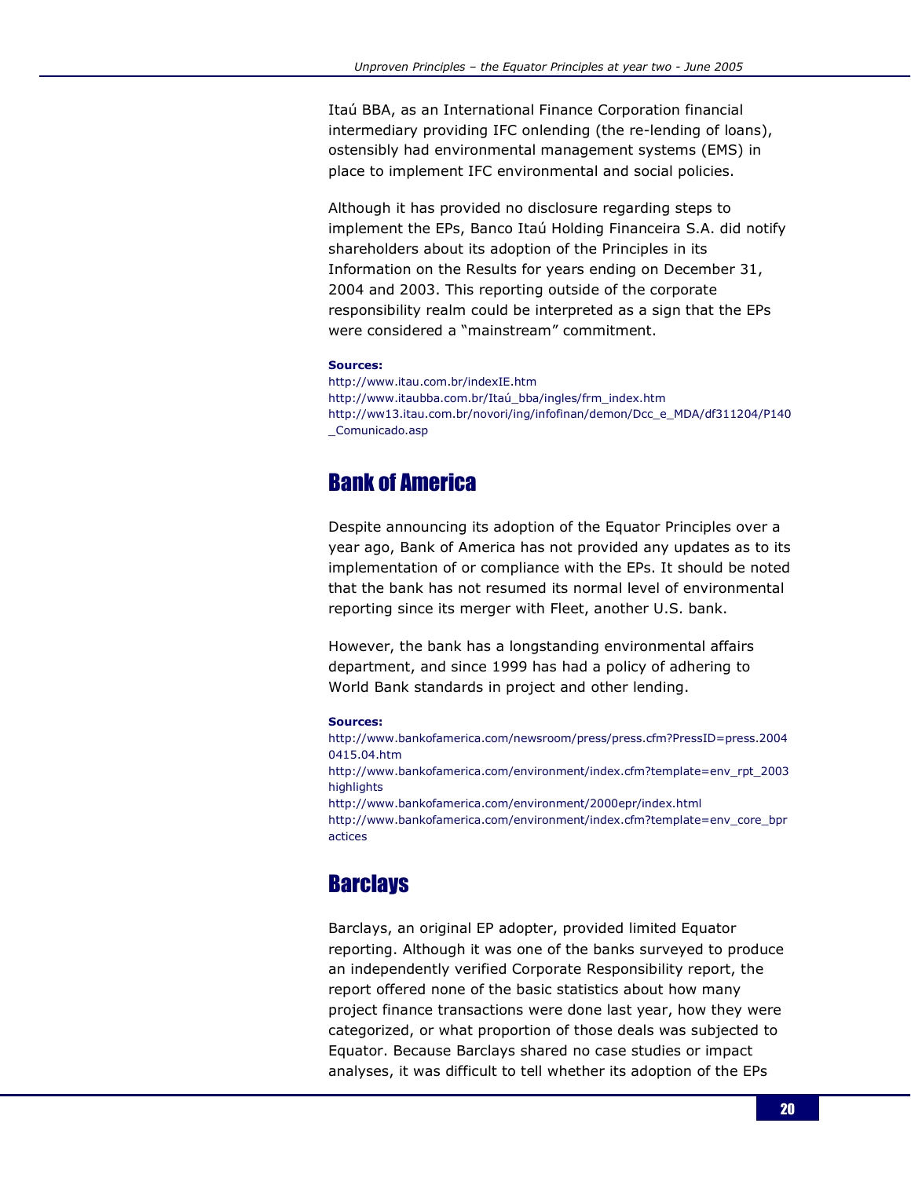Itaú BBA, as an International Finance Corporation financial intermediary providing IFC onlending (the re-lending of loans), ostensibly had environmental management systems (EMS) in place to implement IFC environmental and social policies.

Although it has provided no disclosure regarding steps to implement the EPs, Banco Itaú Holding Financeira S.A. did notify shareholders about its adoption of the Principles in its Information on the Results for years ending on December 31, 2004 and 2003. This reporting outside of the corporate responsibility realm could be interpreted as a sign that the EPs were considered a "mainstream" commitment.

**Sources:**
http://www.itau.com.br/indexIE.htm
http://www.itaubba.com.br/Itaú_bba/ingles/frm_index.htm
http://ww13.itau.com.br/novori/ing/infofinan/demon/Dcc_e_MDA/df311204/P140_Comunicado.asp

## Bank of America

Despite announcing its adoption of the Equator Principles over a year ago, Bank of America has not provided any updates as to its implementation of or compliance with the EPs. It should be noted that the bank has not resumed its normal level of environmental reporting since its merger with Fleet, another U.S. bank.

However, the bank has a longstanding environmental affairs department, and since 1999 has had a policy of adhering to World Bank standards in project and other lending.

**Sources:**
http://www.bankofamerica.com/newsroom/press/press.cfm?PressID=press.20040415.04.htm
http://www.bankofamerica.com/environment/index.cfm?template=env_rpt_2003highlights
http://www.bankofamerica.com/environment/2000epr/index.html
http://www.bankofamerica.com/environment/index.cfm?template=env_core_bpractices

## Barclays

Barclays, an original EP adopter, provided limited Equator reporting. Although it was one of the banks surveyed to produce an independently verified Corporate Responsibility report, the report offered none of the basic statistics about how many project finance transactions were done last year, how they were categorized, or what proportion of those deals was subjected to Equator. Because Barclays shared no case studies or impact analyses, it was difficult to tell whether its adoption of the EPs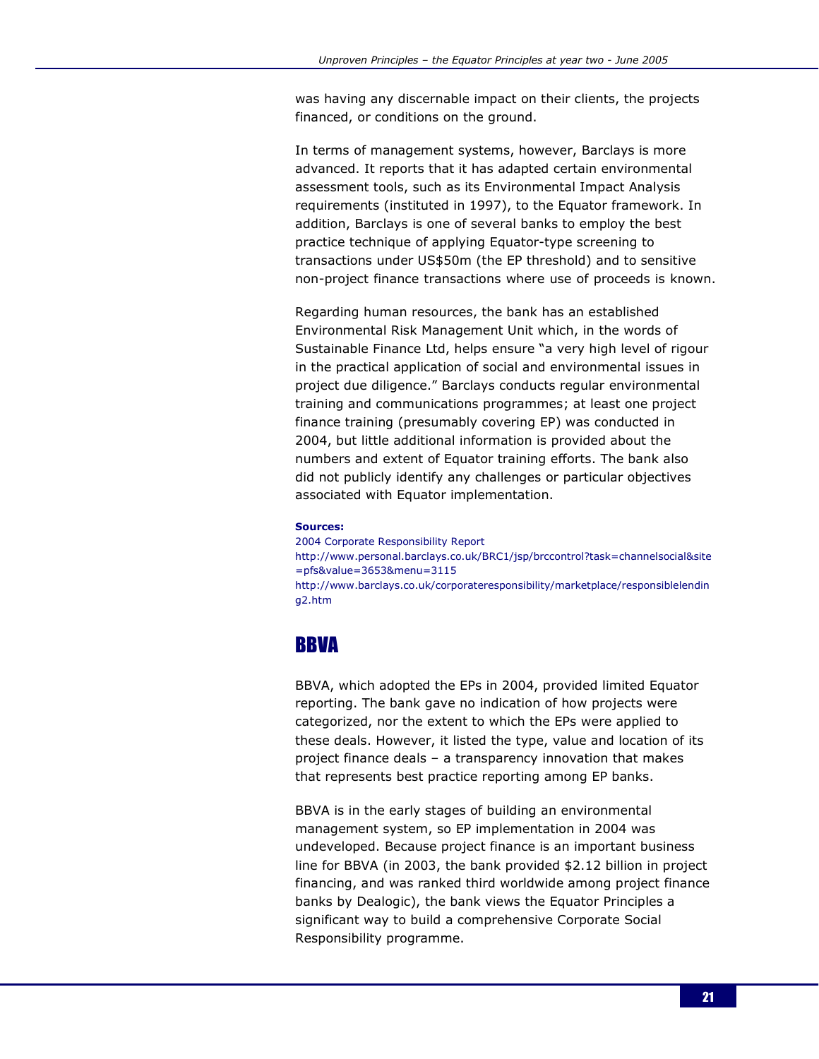was having any discernable impact on their clients, the projects financed, or conditions on the ground.

In terms of management systems, however, Barclays is more advanced. It reports that it has adapted certain environmental assessment tools, such as its Environmental Impact Analysis requirements (instituted in 1997), to the Equator framework. In addition, Barclays is one of several banks to employ the best practice technique of applying Equator-type screening to transactions under US$50m (the EP threshold) and to sensitive non-project finance transactions where use of proceeds is known.

Regarding human resources, the bank has an established Environmental Risk Management Unit which, in the words of Sustainable Finance Ltd, helps ensure "a very high level of rigour in the practical application of social and environmental issues in project due diligence." Barclays conducts regular environmental training and communications programmes; at least one project finance training (presumably covering EP) was conducted in 2004, but little additional information is provided about the numbers and extent of Equator training efforts. The bank also did not publicly identify any challenges or particular objectives associated with Equator implementation.

**Sources:**
2004 Corporate Responsibility Report
http://www.personal.barclays.co.uk/BRC1/jsp/brccontrol?task=channelsocial&site=pfs&value=3653&menu=3115
http://www.barclays.co.uk/corporateresponsibility/marketplace/responsiblelending2.htm

## BBVA

BBVA, which adopted the EPs in 2004, provided limited Equator reporting. The bank gave no indication of how projects were categorized, nor the extent to which the EPs were applied to these deals. However, it listed the type, value and location of its project finance deals – a transparency innovation that makes that represents best practice reporting among EP banks.

BBVA is in the early stages of building an environmental management system, so EP implementation in 2004 was undeveloped. Because project finance is an important business line for BBVA (in 2003, the bank provided $2.12 billion in project financing, and was ranked third worldwide among project finance banks by Dealogic), the bank views the Equator Principles a significant way to build a comprehensive Corporate Social Responsibility programme.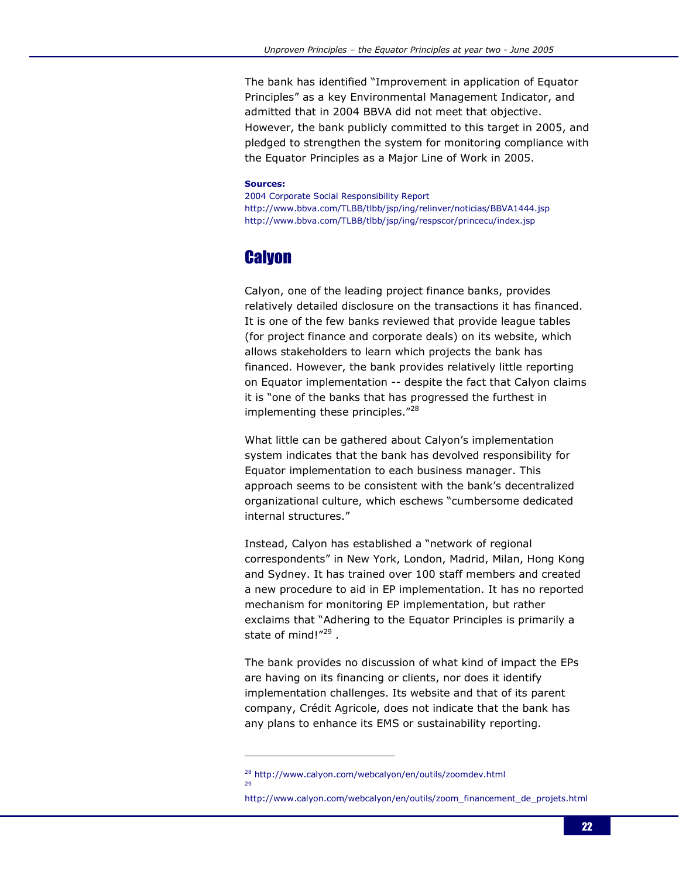The bank has identified "Improvement in application of Equator Principles" as a key Environmental Management Indicator, and admitted that in 2004 BBVA did not meet that objective. However, the bank publicly committed to this target in 2005, and pledged to strengthen the system for monitoring compliance with the Equator Principles as a Major Line of Work in 2005.

**Sources:**
2004 Corporate Social Responsibility Report
http://www.bbva.com/TLBB/tlbb/jsp/ing/relinver/noticias/BBVA1444.jsp
http://www.bbva.com/TLBB/tlbb/jsp/ing/respscor/princecu/index.jsp

## Calyon

Calyon, one of the leading project finance banks, provides relatively detailed disclosure on the transactions it has financed. It is one of the few banks reviewed that provide league tables (for project finance and corporate deals) on its website, which allows stakeholders to learn which projects the bank has financed. However, the bank provides relatively little reporting on Equator implementation -- despite the fact that Calyon claims it is "one of the banks that has progressed the furthest in implementing these principles."[28]

What little can be gathered about Calyon's implementation system indicates that the bank has devolved responsibility for Equator implementation to each business manager. This approach seems to be consistent with the bank's decentralized organizational culture, which eschews "cumbersome dedicated internal structures."

Instead, Calyon has established a "network of regional correspondents" in New York, London, Madrid, Milan, Hong Kong and Sydney. It has trained over 100 staff members and created a new procedure to aid in EP implementation. It has no reported mechanism for monitoring EP implementation, but rather exclaims that "Adhering to the Equator Principles is primarily a state of mind!"[29] .

The bank provides no discussion of what kind of impact the EPs are having on its financing or clients, nor does it identify implementation challenges. Its website and that of its parent company, Crédit Agricole, does not indicate that the bank has any plans to enhance its EMS or sustainability reporting.

---

[28] http://www.calyon.com/webcalyon/en/outils/zoomdev.html

[29] http://www.calyon.com/webcalyon/en/outils/zoom_financement_de_projets.html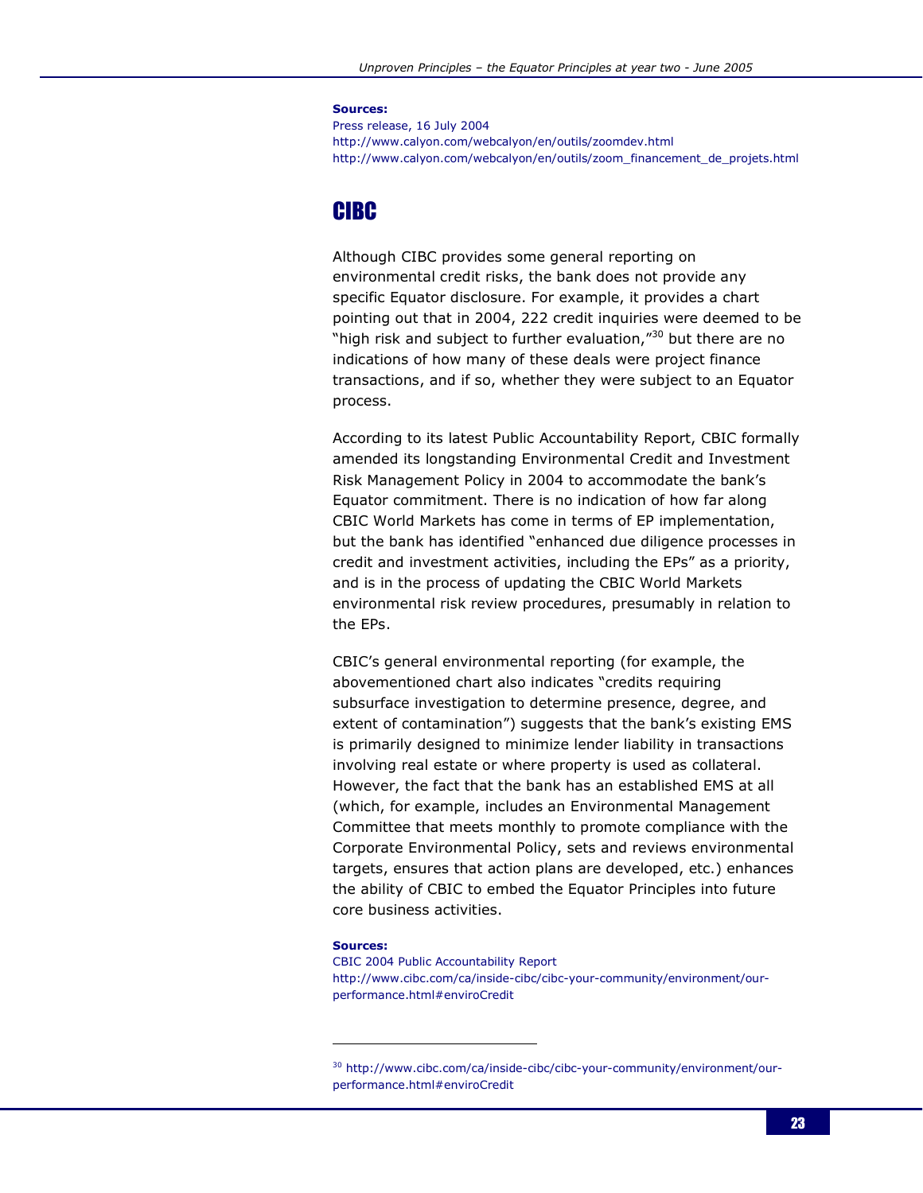**Sources:**
Press release, 16 July 2004
http://www.calyon.com/webcalyon/en/outils/zoomdev.html
http://www.calyon.com/webcalyon/en/outils/zoom_financement_de_projets.html

## CIBC

Although CIBC provides some general reporting on environmental credit risks, the bank does not provide any specific Equator disclosure. For example, it provides a chart pointing out that in 2004, 222 credit inquiries were deemed to be "high risk and subject to further evaluation,"[30] but there are no indications of how many of these deals were project finance transactions, and if so, whether they were subject to an Equator process.

According to its latest Public Accountability Report, CBIC formally amended its longstanding Environmental Credit and Investment Risk Management Policy in 2004 to accommodate the bank's Equator commitment. There is no indication of how far along CBIC World Markets has come in terms of EP implementation, but the bank has identified "enhanced due diligence processes in credit and investment activities, including the EPs" as a priority, and is in the process of updating the CBIC World Markets environmental risk review procedures, presumably in relation to the EPs.

CBIC's general environmental reporting (for example, the abovementioned chart also indicates "credits requiring subsurface investigation to determine presence, degree, and extent of contamination") suggests that the bank's existing EMS is primarily designed to minimize lender liability in transactions involving real estate or where property is used as collateral. However, the fact that the bank has an established EMS at all (which, for example, includes an Environmental Management Committee that meets monthly to promote compliance with the Corporate Environmental Policy, sets and reviews environmental targets, ensures that action plans are developed, etc.) enhances the ability of CBIC to embed the Equator Principles into future core business activities.

**Sources:**
CBIC 2004 Public Accountability Report
http://www.cibc.com/ca/inside-cibc/cibc-your-community/environment/our-performance.html#enviroCredit

---

[30] http://www.cibc.com/ca/inside-cibc/cibc-your-community/environment/our-performance.html#enviroCredit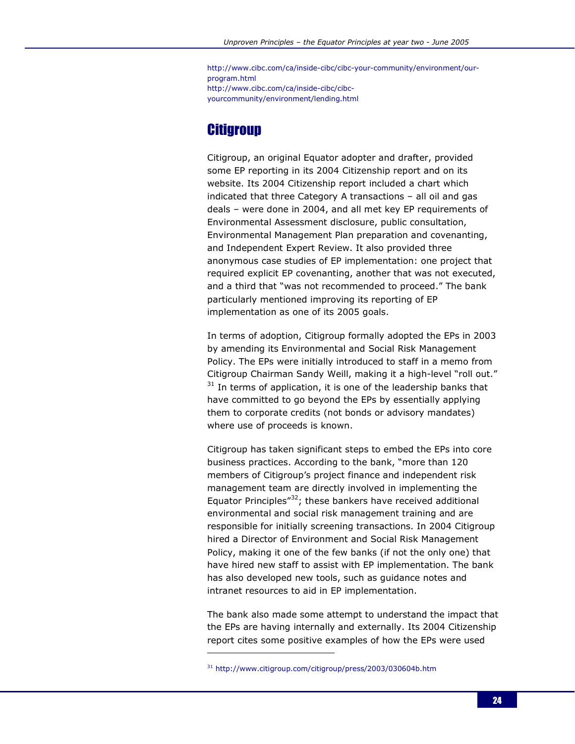http://www.cibc.com/ca/inside-cibc/cibc-your-community/environment/our-program.html
http://www.cibc.com/ca/inside-cibc/cibc-yourcommunity/environment/lending.html

## Citigroup

Citigroup, an original Equator adopter and drafter, provided some EP reporting in its 2004 Citizenship report and on its website. Its 2004 Citizenship report included a chart which indicated that three Category A transactions – all oil and gas deals – were done in 2004, and all met key EP requirements of Environmental Assessment disclosure, public consultation, Environmental Management Plan preparation and covenanting, and Independent Expert Review. It also provided three anonymous case studies of EP implementation: one project that required explicit EP covenanting, another that was not executed, and a third that "was not recommended to proceed." The bank particularly mentioned improving its reporting of EP implementation as one of its 2005 goals.

In terms of adoption, Citigroup formally adopted the EPs in 2003 by amending its Environmental and Social Risk Management Policy. The EPs were initially introduced to staff in a memo from Citigroup Chairman Sandy Weill, making it a high-level "roll out." [31] In terms of application, it is one of the leadership banks that have committed to go beyond the EPs by essentially applying them to corporate credits (not bonds or advisory mandates) where use of proceeds is known.

Citigroup has taken significant steps to embed the EPs into core business practices. According to the bank, "more than 120 members of Citigroup's project finance and independent risk management team are directly involved in implementing the Equator Principles"[32]; these bankers have received additional environmental and social risk management training and are responsible for initially screening transactions. In 2004 Citigroup hired a Director of Environment and Social Risk Management Policy, making it one of the few banks (if not the only one) that have hired new staff to assist with EP implementation. The bank has also developed new tools, such as guidance notes and intranet resources to aid in EP implementation.

The bank also made some attempt to understand the impact that the EPs are having internally and externally. Its 2004 Citizenship report cites some positive examples of how the EPs were used

[31] http://www.citigroup.com/citigroup/press/2003/030604b.htm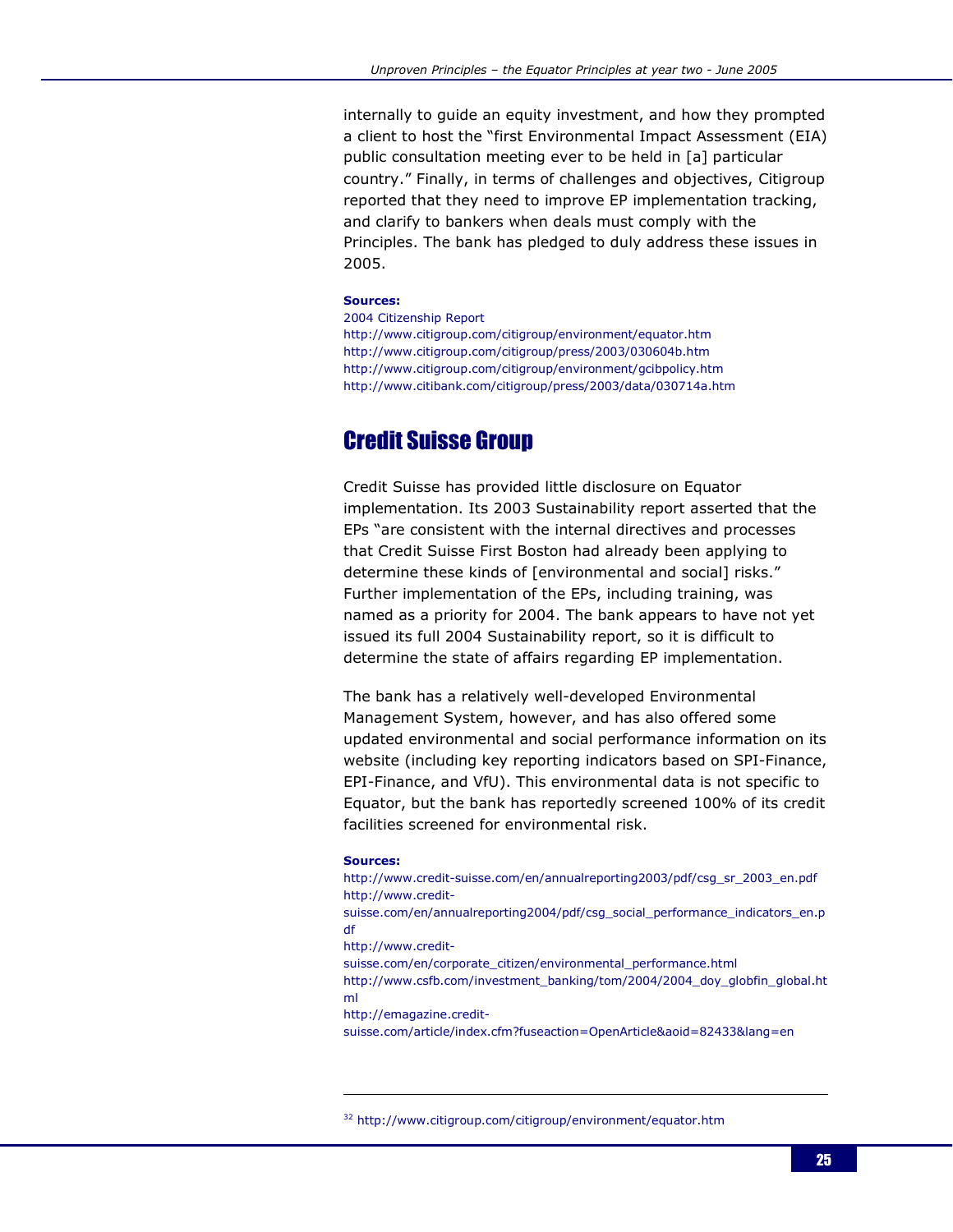internally to guide an equity investment, and how they prompted a client to host the "first Environmental Impact Assessment (EIA) public consultation meeting ever to be held in [a] particular country." Finally, in terms of challenges and objectives, Citigroup reported that they need to improve EP implementation tracking, and clarify to bankers when deals must comply with the Principles. The bank has pledged to duly address these issues in 2005.

**Sources:**
2004 Citizenship Report
http://www.citigroup.com/citigroup/environment/equator.htm
http://www.citigroup.com/citigroup/press/2003/030604b.htm
http://www.citigroup.com/citigroup/environment/gcibpolicy.htm
http://www.citibank.com/citigroup/press/2003/data/030714a.htm

## Credit Suisse Group

Credit Suisse has provided little disclosure on Equator implementation. Its 2003 Sustainability report asserted that the EPs "are consistent with the internal directives and processes that Credit Suisse First Boston had already been applying to determine these kinds of [environmental and social] risks." Further implementation of the EPs, including training, was named as a priority for 2004. The bank appears to have not yet issued its full 2004 Sustainability report, so it is difficult to determine the state of affairs regarding EP implementation.

The bank has a relatively well-developed Environmental Management System, however, and has also offered some updated environmental and social performance information on its website (including key reporting indicators based on SPI-Finance, EPI-Finance, and VfU). This environmental data is not specific to Equator, but the bank has reportedly screened 100% of its credit facilities screened for environmental risk.

**Sources:**
http://www.credit-suisse.com/en/annualreporting2003/pdf/csg_sr_2003_en.pdf
http://www.credit-suisse.com/en/annualreporting2004/pdf/csg_social_performance_indicators_en.pdf
http://www.credit-suisse.com/en/corporate_citizen/environmental_performance.html
http://www.csfb.com/investment_banking/tom/2004/2004_doy_globfin_global.html
http://emagazine.credit-suisse.com/article/index.cfm?fuseaction=OpenArticle&aoid=82433&lang=en

---

[32] http://www.citigroup.com/citigroup/environment/equator.htm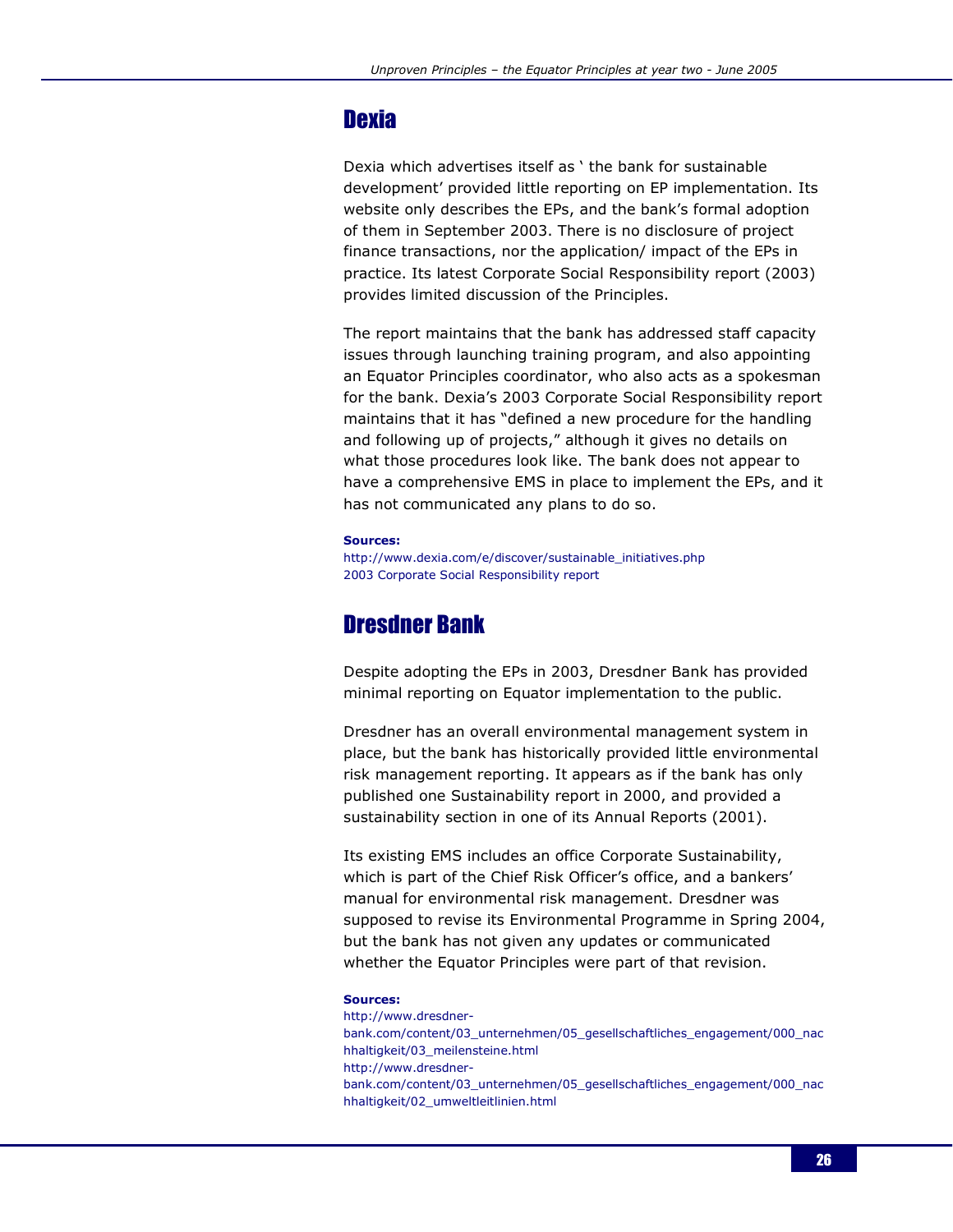## Dexia

Dexia which advertises itself as ' the bank for sustainable development' provided little reporting on EP implementation. Its website only describes the EPs, and the bank's formal adoption of them in September 2003. There is no disclosure of project finance transactions, nor the application/ impact of the EPs in practice. Its latest Corporate Social Responsibility report (2003) provides limited discussion of the Principles.

The report maintains that the bank has addressed staff capacity issues through launching training program, and also appointing an Equator Principles coordinator, who also acts as a spokesman for the bank. Dexia's 2003 Corporate Social Responsibility report maintains that it has "defined a new procedure for the handling and following up of projects," although it gives no details on what those procedures look like. The bank does not appear to have a comprehensive EMS in place to implement the EPs, and it has not communicated any plans to do so.

**Sources:**
http://www.dexia.com/e/discover/sustainable_initiatives.php
2003 Corporate Social Responsibility report

## Dresdner Bank

Despite adopting the EPs in 2003, Dresdner Bank has provided minimal reporting on Equator implementation to the public.

Dresdner has an overall environmental management system in place, but the bank has historically provided little environmental risk management reporting. It appears as if the bank has only published one Sustainability report in 2000, and provided a sustainability section in one of its Annual Reports (2001).

Its existing EMS includes an office Corporate Sustainability, which is part of the Chief Risk Officer's office, and a bankers' manual for environmental risk management. Dresdner was supposed to revise its Environmental Programme in Spring 2004, but the bank has not given any updates or communicated whether the Equator Principles were part of that revision.

**Sources:**
http://www.dresdner-bank.com/content/03_unternehmen/05_gesellschaftliches_engagement/000_nachhaltigkeit/03_meilensteine.html
http://www.dresdner-bank.com/content/03_unternehmen/05_gesellschaftliches_engagement/000_nachhaltigkeit/02_umweltleitlinien.html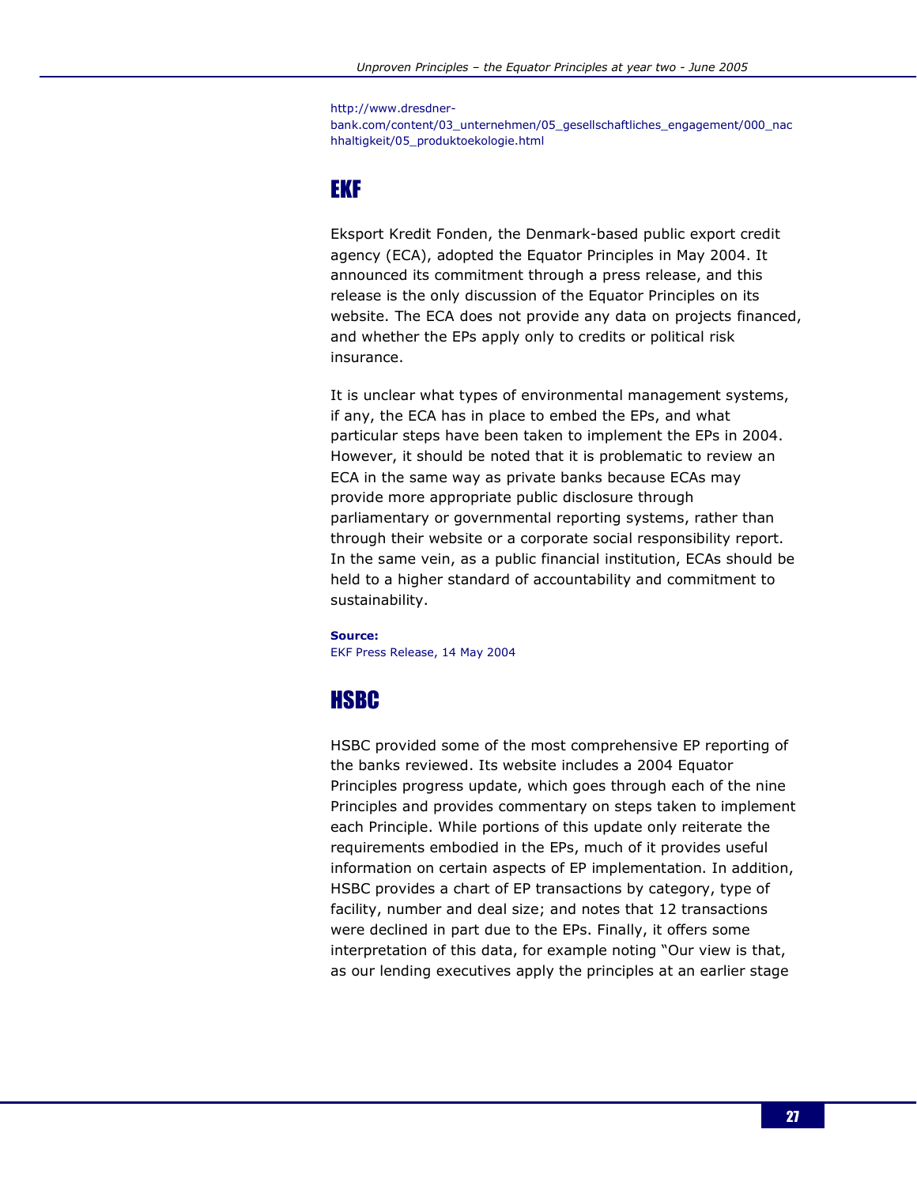http://www.dresdner-bank.com/content/03_unternehmen/05_gesellschaftliches_engagement/000_nachhaltigkeit/05_produktoekologie.html

## EKF

Eksport Kredit Fonden, the Denmark-based public export credit agency (ECA), adopted the Equator Principles in May 2004. It announced its commitment through a press release, and this release is the only discussion of the Equator Principles on its website. The ECA does not provide any data on projects financed, and whether the EPs apply only to credits or political risk insurance.

It is unclear what types of environmental management systems, if any, the ECA has in place to embed the EPs, and what particular steps have been taken to implement the EPs in 2004. However, it should be noted that it is problematic to review an ECA in the same way as private banks because ECAs may provide more appropriate public disclosure through parliamentary or governmental reporting systems, rather than through their website or a corporate social responsibility report. In the same vein, as a public financial institution, ECAs should be held to a higher standard of accountability and commitment to sustainability.

**Source:**
EKF Press Release, 14 May 2004

## HSBC

HSBC provided some of the most comprehensive EP reporting of the banks reviewed. Its website includes a 2004 Equator Principles progress update, which goes through each of the nine Principles and provides commentary on steps taken to implement each Principle. While portions of this update only reiterate the requirements embodied in the EPs, much of it provides useful information on certain aspects of EP implementation. In addition, HSBC provides a chart of EP transactions by category, type of facility, number and deal size; and notes that 12 transactions were declined in part due to the EPs. Finally, it offers some interpretation of this data, for example noting "Our view is that, as our lending executives apply the principles at an earlier stage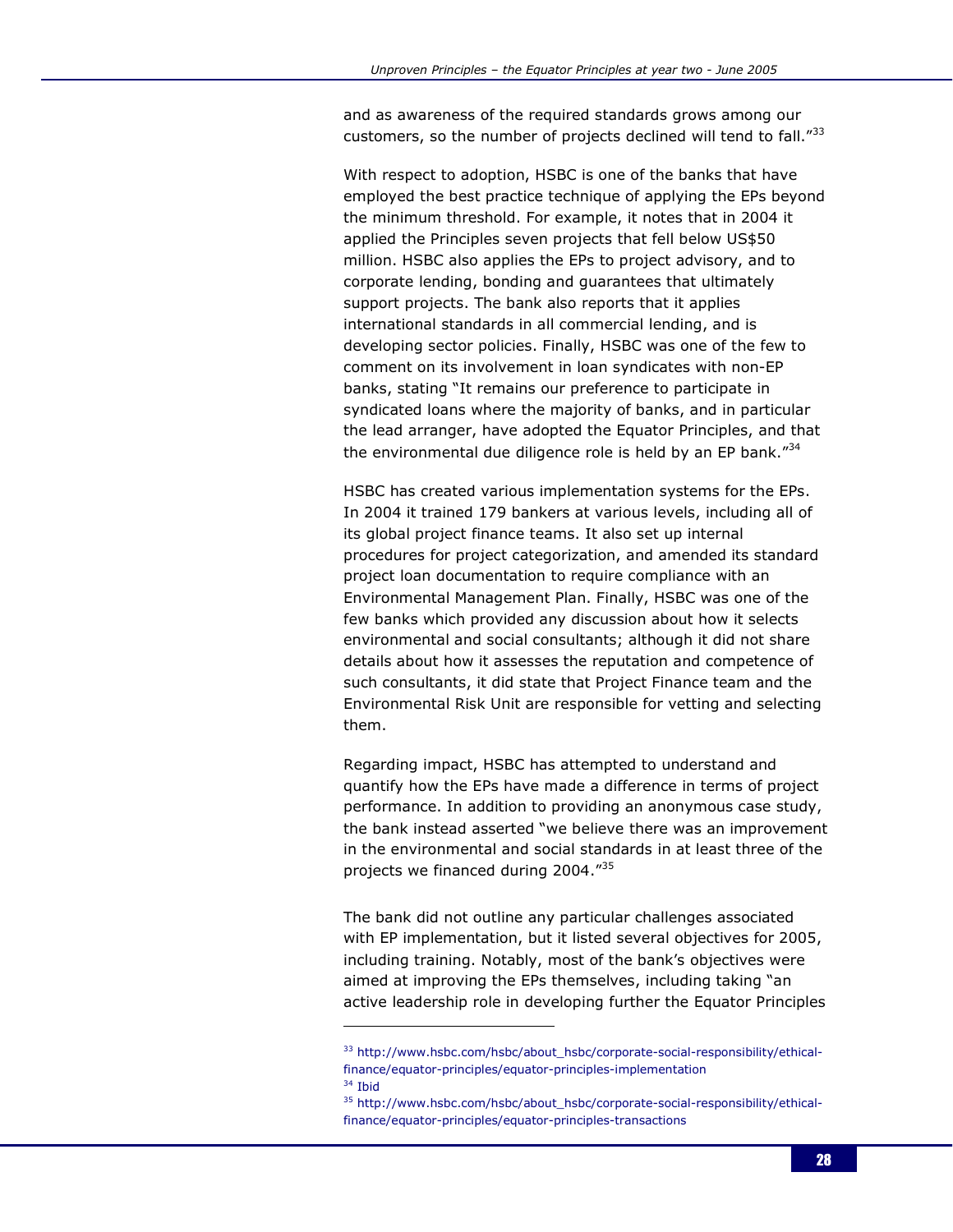and as awareness of the required standards grows among our customers, so the number of projects declined will tend to fall."[33]

With respect to adoption, HSBC is one of the banks that have employed the best practice technique of applying the EPs beyond the minimum threshold. For example, it notes that in 2004 it applied the Principles seven projects that fell below US$50 million. HSBC also applies the EPs to project advisory, and to corporate lending, bonding and guarantees that ultimately support projects. The bank also reports that it applies international standards in all commercial lending, and is developing sector policies. Finally, HSBC was one of the few to comment on its involvement in loan syndicates with non-EP banks, stating "It remains our preference to participate in syndicated loans where the majority of banks, and in particular the lead arranger, have adopted the Equator Principles, and that the environmental due diligence role is held by an EP bank."[34]

HSBC has created various implementation systems for the EPs. In 2004 it trained 179 bankers at various levels, including all of its global project finance teams. It also set up internal procedures for project categorization, and amended its standard project loan documentation to require compliance with an Environmental Management Plan. Finally, HSBC was one of the few banks which provided any discussion about how it selects environmental and social consultants; although it did not share details about how it assesses the reputation and competence of such consultants, it did state that Project Finance team and the Environmental Risk Unit are responsible for vetting and selecting them.

Regarding impact, HSBC has attempted to understand and quantify how the EPs have made a difference in terms of project performance. In addition to providing an anonymous case study, the bank instead asserted "we believe there was an improvement in the environmental and social standards in at least three of the projects we financed during 2004."[35]

The bank did not outline any particular challenges associated with EP implementation, but it listed several objectives for 2005, including training. Notably, most of the bank's objectives were aimed at improving the EPs themselves, including taking "an active leadership role in developing further the Equator Principles

---

[33] http://www.hsbc.com/hsbc/about_hsbc/corporate-social-responsibility/ethical-finance/equator-principles/equator-principles-implementation

[34] Ibid

[35] http://www.hsbc.com/hsbc/about_hsbc/corporate-social-responsibility/ethical-finance/equator-principles/equator-principles-transactions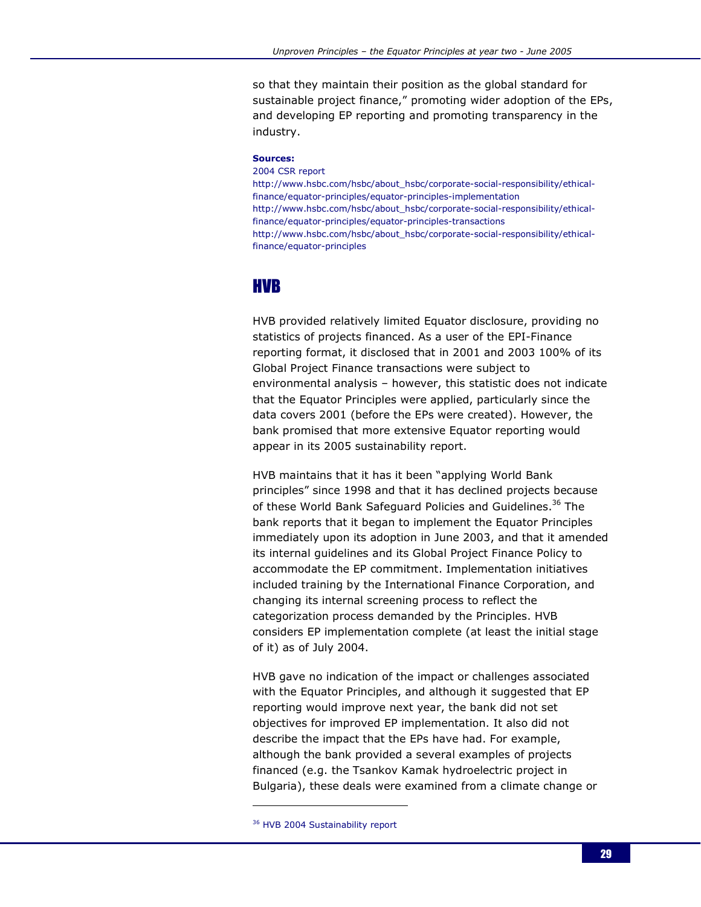so that they maintain their position as the global standard for sustainable project finance," promoting wider adoption of the EPs, and developing EP reporting and promoting transparency in the industry.

**Sources:**
2004 CSR report
http://www.hsbc.com/hsbc/about_hsbc/corporate-social-responsibility/ethical-finance/equator-principles/equator-principles-implementation
http://www.hsbc.com/hsbc/about_hsbc/corporate-social-responsibility/ethical-finance/equator-principles/equator-principles-transactions
http://www.hsbc.com/hsbc/about_hsbc/corporate-social-responsibility/ethical-finance/equator-principles

## HVB

HVB provided relatively limited Equator disclosure, providing no statistics of projects financed. As a user of the EPI-Finance reporting format, it disclosed that in 2001 and 2003 100% of its Global Project Finance transactions were subject to environmental analysis – however, this statistic does not indicate that the Equator Principles were applied, particularly since the data covers 2001 (before the EPs were created). However, the bank promised that more extensive Equator reporting would appear in its 2005 sustainability report.

HVB maintains that it has it been "applying World Bank principles" since 1998 and that it has declined projects because of these World Bank Safeguard Policies and Guidelines.[36] The bank reports that it began to implement the Equator Principles immediately upon its adoption in June 2003, and that it amended its internal guidelines and its Global Project Finance Policy to accommodate the EP commitment. Implementation initiatives included training by the International Finance Corporation, and changing its internal screening process to reflect the categorization process demanded by the Principles. HVB considers EP implementation complete (at least the initial stage of it) as of July 2004.

HVB gave no indication of the impact or challenges associated with the Equator Principles, and although it suggested that EP reporting would improve next year, the bank did not set objectives for improved EP implementation. It also did not describe the impact that the EPs have had. For example, although the bank provided a several examples of projects financed (e.g. the Tsankov Kamak hydroelectric project in Bulgaria), these deals were examined from a climate change or

[36] HVB 2004 Sustainability report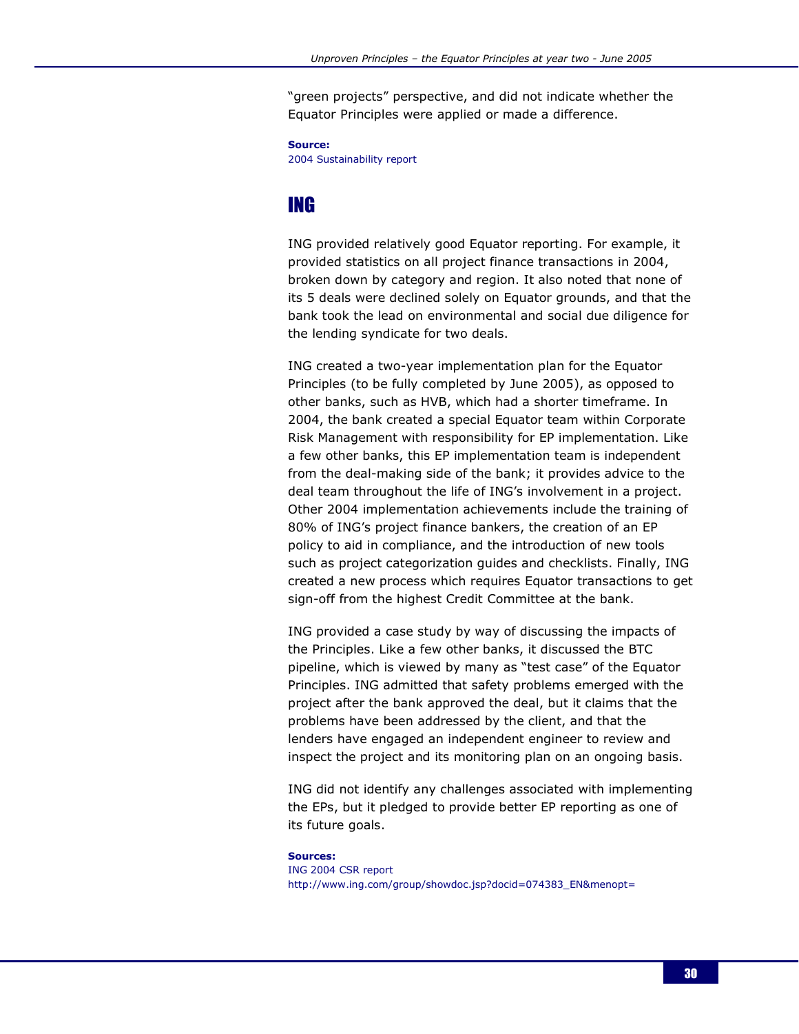"green projects" perspective, and did not indicate whether the Equator Principles were applied or made a difference.

**Source:**
2004 Sustainability report

## ING

ING provided relatively good Equator reporting. For example, it provided statistics on all project finance transactions in 2004, broken down by category and region. It also noted that none of its 5 deals were declined solely on Equator grounds, and that the bank took the lead on environmental and social due diligence for the lending syndicate for two deals.

ING created a two-year implementation plan for the Equator Principles (to be fully completed by June 2005), as opposed to other banks, such as HVB, which had a shorter timeframe. In 2004, the bank created a special Equator team within Corporate Risk Management with responsibility for EP implementation. Like a few other banks, this EP implementation team is independent from the deal-making side of the bank; it provides advice to the deal team throughout the life of ING's involvement in a project. Other 2004 implementation achievements include the training of 80% of ING's project finance bankers, the creation of an EP policy to aid in compliance, and the introduction of new tools such as project categorization guides and checklists. Finally, ING created a new process which requires Equator transactions to get sign-off from the highest Credit Committee at the bank.

ING provided a case study by way of discussing the impacts of the Principles. Like a few other banks, it discussed the BTC pipeline, which is viewed by many as "test case" of the Equator Principles. ING admitted that safety problems emerged with the project after the bank approved the deal, but it claims that the problems have been addressed by the client, and that the lenders have engaged an independent engineer to review and inspect the project and its monitoring plan on an ongoing basis.

ING did not identify any challenges associated with implementing the EPs, but it pledged to provide better EP reporting as one of its future goals.

**Sources:**
ING 2004 CSR report
http://www.ing.com/group/showdoc.jsp?docid=074383_EN&menopt=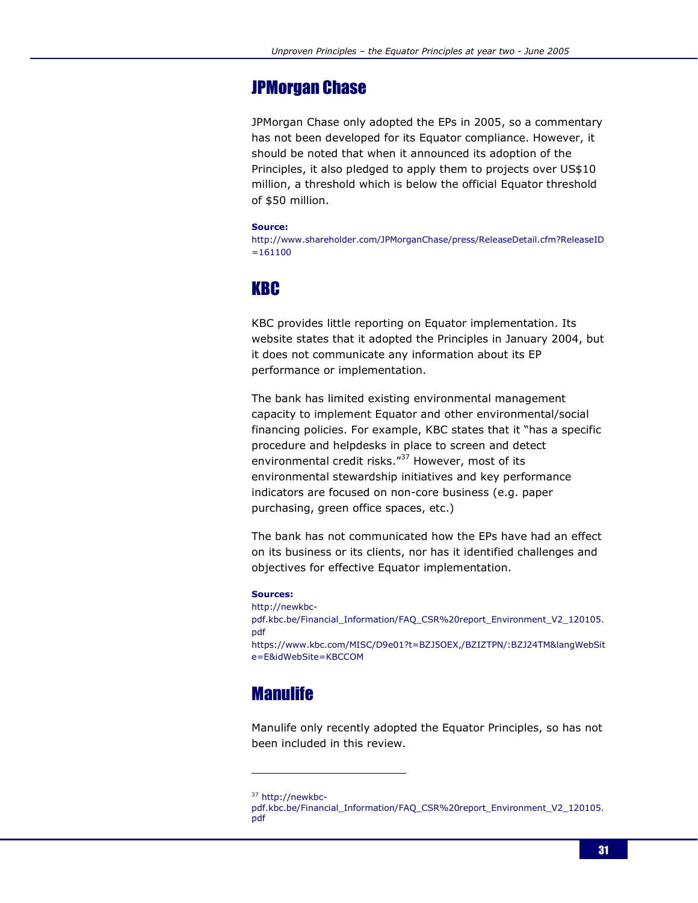## JPMorgan Chase

JPMorgan Chase only adopted the EPs in 2005, so a commentary has not been developed for its Equator compliance. However, it should be noted that when it announced its adoption of the Principles, it also pledged to apply them to projects over US$10 million, a threshold which is below the official Equator threshold of $50 million.

**Source:**
http://www.shareholder.com/JPMorganChase/press/ReleaseDetail.cfm?ReleaseID=161100

## KBC

KBC provides little reporting on Equator implementation. Its website states that it adopted the Principles in January 2004, but it does not communicate any information about its EP performance or implementation.

The bank has limited existing environmental management capacity to implement Equator and other environmental/social financing policies. For example, KBC states that it "has a specific procedure and helpdesks in place to screen and detect environmental credit risks."[37] However, most of its environmental stewardship initiatives and key performance indicators are focused on non-core business (e.g. paper purchasing, green office spaces, etc.)

The bank has not communicated how the EPs have had an effect on its business or its clients, nor has it identified challenges and objectives for effective Equator implementation.

**Sources:**
http://newkbc-pdf.kbc.be/Financial_Information/FAQ_CSR%20report_Environment_V2_120105.pdf
https://www.kbc.com/MISC/D9e01?t=BZJ5OEX,/BZIZTPN/:BZJ24TM&langWebSite=E&idWebSite=KBCCOM

## Manulife

Manulife only recently adopted the Equator Principles, so has not been included in this review.

---

[37] http://newkbc-pdf.kbc.be/Financial_Information/FAQ_CSR%20report_Environment_V2_120105.pdf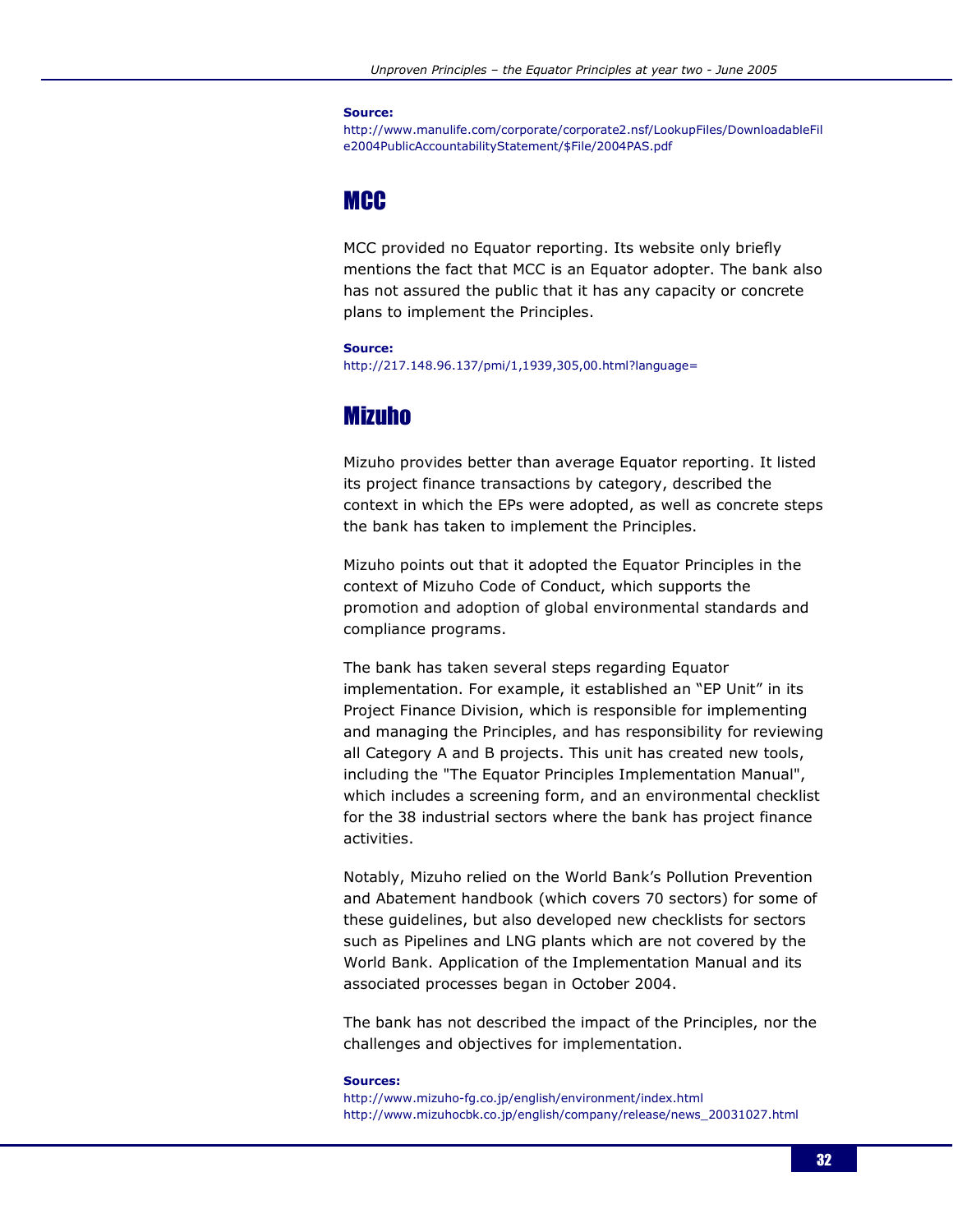**Source:**
http://www.manulife.com/corporate/corporate2.nsf/LookupFiles/DownloadableFile2004PublicAccountabilityStatement/$File/2004PAS.pdf

## MCC

MCC provided no Equator reporting. Its website only briefly mentions the fact that MCC is an Equator adopter. The bank also has not assured the public that it has any capacity or concrete plans to implement the Principles.

**Source:**
http://217.148.96.137/pmi/1,1939,305,00.html?language=

## Mizuho

Mizuho provides better than average Equator reporting. It listed its project finance transactions by category, described the context in which the EPs were adopted, as well as concrete steps the bank has taken to implement the Principles.

Mizuho points out that it adopted the Equator Principles in the context of Mizuho Code of Conduct, which supports the promotion and adoption of global environmental standards and compliance programs.

The bank has taken several steps regarding Equator implementation. For example, it established an "EP Unit" in its Project Finance Division, which is responsible for implementing and managing the Principles, and has responsibility for reviewing all Category A and B projects. This unit has created new tools, including the "The Equator Principles Implementation Manual", which includes a screening form, and an environmental checklist for the 38 industrial sectors where the bank has project finance activities.

Notably, Mizuho relied on the World Bank's Pollution Prevention and Abatement handbook (which covers 70 sectors) for some of these guidelines, but also developed new checklists for sectors such as Pipelines and LNG plants which are not covered by the World Bank. Application of the Implementation Manual and its associated processes began in October 2004.

The bank has not described the impact of the Principles, nor the challenges and objectives for implementation.

**Sources:**
http://www.mizuho-fg.co.jp/english/environment/index.html
http://www.mizuhocbk.co.jp/english/company/release/news_20031027.html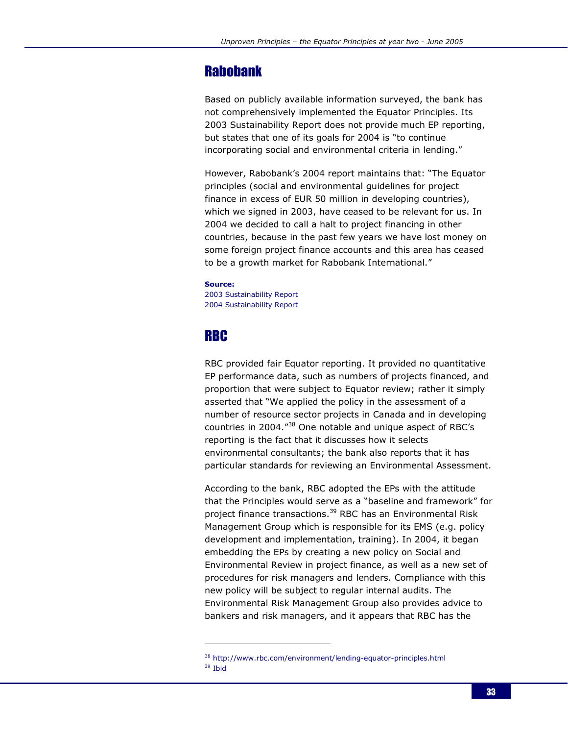## Rabobank

Based on publicly available information surveyed, the bank has not comprehensively implemented the Equator Principles. Its 2003 Sustainability Report does not provide much EP reporting, but states that one of its goals for 2004 is "to continue incorporating social and environmental criteria in lending."

However, Rabobank's 2004 report maintains that: "The Equator principles (social and environmental guidelines for project finance in excess of EUR 50 million in developing countries), which we signed in 2003, have ceased to be relevant for us. In 2004 we decided to call a halt to project financing in other countries, because in the past few years we have lost money on some foreign project finance accounts and this area has ceased to be a growth market for Rabobank International."

**Source:**
2003 Sustainability Report
2004 Sustainability Report

## RBC

RBC provided fair Equator reporting. It provided no quantitative EP performance data, such as numbers of projects financed, and proportion that were subject to Equator review; rather it simply asserted that "We applied the policy in the assessment of a number of resource sector projects in Canada and in developing countries in 2004."[38] One notable and unique aspect of RBC's reporting is the fact that it discusses how it selects environmental consultants; the bank also reports that it has particular standards for reviewing an Environmental Assessment.

According to the bank, RBC adopted the EPs with the attitude that the Principles would serve as a "baseline and framework" for project finance transactions.[39] RBC has an Environmental Risk Management Group which is responsible for its EMS (e.g. policy development and implementation, training). In 2004, it began embedding the EPs by creating a new policy on Social and Environmental Review in project finance, as well as a new set of procedures for risk managers and lenders. Compliance with this new policy will be subject to regular internal audits. The Environmental Risk Management Group also provides advice to bankers and risk managers, and it appears that RBC has the

---

[38] http://www.rbc.com/environment/lending-equator-principles.html
[39] Ibid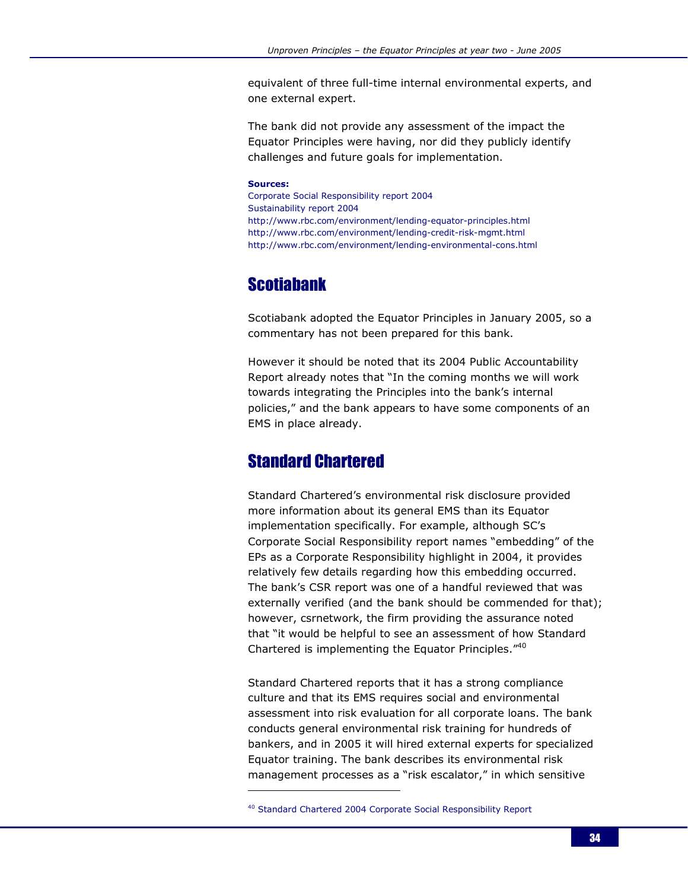equivalent of three full-time internal environmental experts, and one external expert.

The bank did not provide any assessment of the impact the Equator Principles were having, nor did they publicly identify challenges and future goals for implementation.

**Sources:**
Corporate Social Responsibility report 2004
Sustainability report 2004
http://www.rbc.com/environment/lending-equator-principles.html
http://www.rbc.com/environment/lending-credit-risk-mgmt.html
http://www.rbc.com/environment/lending-environmental-cons.html

## Scotiabank

Scotiabank adopted the Equator Principles in January 2005, so a commentary has not been prepared for this bank.

However it should be noted that its 2004 Public Accountability Report already notes that "In the coming months we will work towards integrating the Principles into the bank's internal policies," and the bank appears to have some components of an EMS in place already.

## Standard Chartered

Standard Chartered's environmental risk disclosure provided more information about its general EMS than its Equator implementation specifically. For example, although SC's Corporate Social Responsibility report names "embedding" of the EPs as a Corporate Responsibility highlight in 2004, it provides relatively few details regarding how this embedding occurred. The bank's CSR report was one of a handful reviewed that was externally verified (and the bank should be commended for that); however, csrnetwork, the firm providing the assurance noted that "it would be helpful to see an assessment of how Standard Chartered is implementing the Equator Principles."[40]

Standard Chartered reports that it has a strong compliance culture and that its EMS requires social and environmental assessment into risk evaluation for all corporate loans. The bank conducts general environmental risk training for hundreds of bankers, and in 2005 it will hired external experts for specialized Equator training. The bank describes its environmental risk management processes as a "risk escalator," in which sensitive

[40] Standard Chartered 2004 Corporate Social Responsibility Report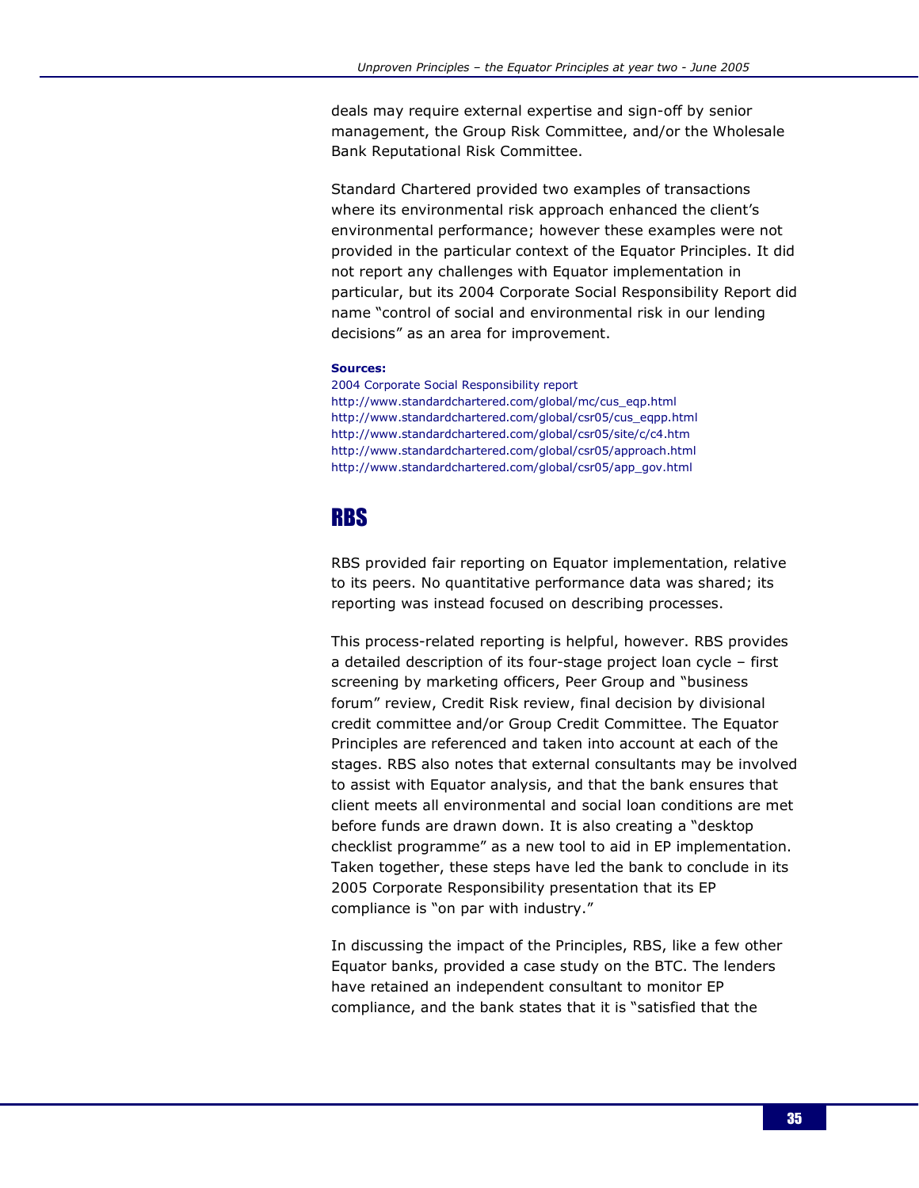deals may require external expertise and sign-off by senior management, the Group Risk Committee, and/or the Wholesale Bank Reputational Risk Committee.

Standard Chartered provided two examples of transactions where its environmental risk approach enhanced the client's environmental performance; however these examples were not provided in the particular context of the Equator Principles. It did not report any challenges with Equator implementation in particular, but its 2004 Corporate Social Responsibility Report did name "control of social and environmental risk in our lending decisions" as an area for improvement.

**Sources:**
2004 Corporate Social Responsibility report
http://www.standardchartered.com/global/mc/cus_eqp.html
http://www.standardchartered.com/global/csr05/cus_eqpp.html
http://www.standardchartered.com/global/csr05/site/c/c4.htm
http://www.standardchartered.com/global/csr05/approach.html
http://www.standardchartered.com/global/csr05/app_gov.html

## RBS

RBS provided fair reporting on Equator implementation, relative to its peers. No quantitative performance data was shared; its reporting was instead focused on describing processes.

This process-related reporting is helpful, however. RBS provides a detailed description of its four-stage project loan cycle – first screening by marketing officers, Peer Group and "business forum" review, Credit Risk review, final decision by divisional credit committee and/or Group Credit Committee. The Equator Principles are referenced and taken into account at each of the stages. RBS also notes that external consultants may be involved to assist with Equator analysis, and that the bank ensures that client meets all environmental and social loan conditions are met before funds are drawn down. It is also creating a "desktop checklist programme" as a new tool to aid in EP implementation. Taken together, these steps have led the bank to conclude in its 2005 Corporate Responsibility presentation that its EP compliance is "on par with industry."

In discussing the impact of the Principles, RBS, like a few other Equator banks, provided a case study on the BTC. The lenders have retained an independent consultant to monitor EP compliance, and the bank states that it is "satisfied that the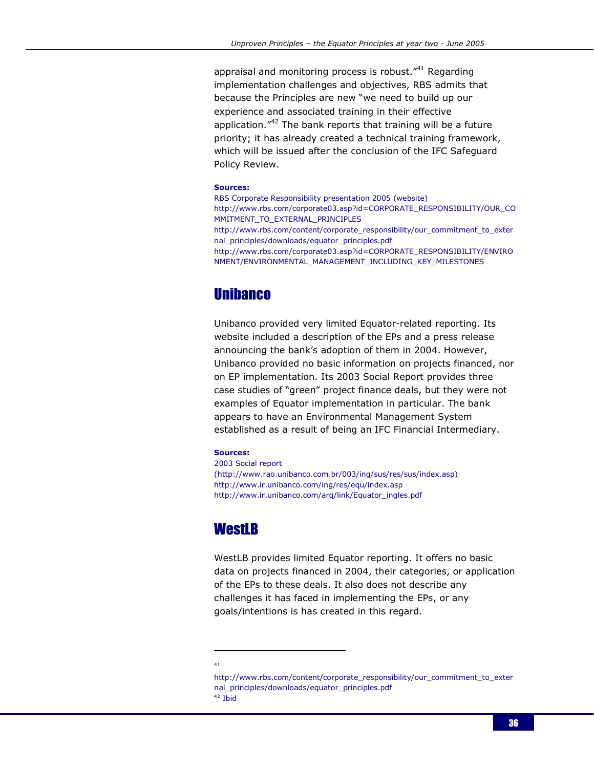appraisal and monitoring process is robust."[41] Regarding implementation challenges and objectives, RBS admits that because the Principles are new "we need to build up our experience and associated training in their effective application."[42] The bank reports that training will be a future priority; it has already created a technical training framework, which will be issued after the conclusion of the IFC Safeguard Policy Review.

**Sources:**
RBS Corporate Responsibility presentation 2005 (website)
http://www.rbs.com/corporate03.asp?id=CORPORATE_RESPONSIBILITY/OUR_COMMITMENT_TO_EXTERNAL_PRINCIPLES
http://www.rbs.com/content/corporate_responsibility/our_commitment_to_external_principles/downloads/equator_principles.pdf
http://www.rbs.com/corporate03.asp?id=CORPORATE_RESPONSIBILITY/ENVIRONMENT/ENVIRONMENTAL_MANAGEMENT_INCLUDING_KEY_MILESTONES

## Unibanco

Unibanco provided very limited Equator-related reporting. Its website included a description of the EPs and a press release announcing the bank's adoption of them in 2004. However, Unibanco provided no basic information on projects financed, nor on EP implementation. Its 2003 Social Report provides three case studies of "green" project finance deals, but they were not examples of Equator implementation in particular. The bank appears to have an Environmental Management System established as a result of being an IFC Financial Intermediary.

**Sources:**
2003 Social report
(http://www.rao.unibanco.com.br/003/ing/sus/res/sus/index.asp)
http://www.ir.unibanco.com/ing/res/equ/index.asp
http://www.ir.unibanco.com/arq/link/Equator_ingles.pdf

## WestLB

WestLB provides limited Equator reporting. It offers no basic data on projects financed in 2004, their categories, or application of the EPs to these deals. It also does not describe any challenges it has faced in implementing the EPs, or any goals/intentions is has created in this regard.

---

[41] http://www.rbs.com/content/corporate_responsibility/our_commitment_to_external_principles/downloads/equator_principles.pdf

[42] Ibid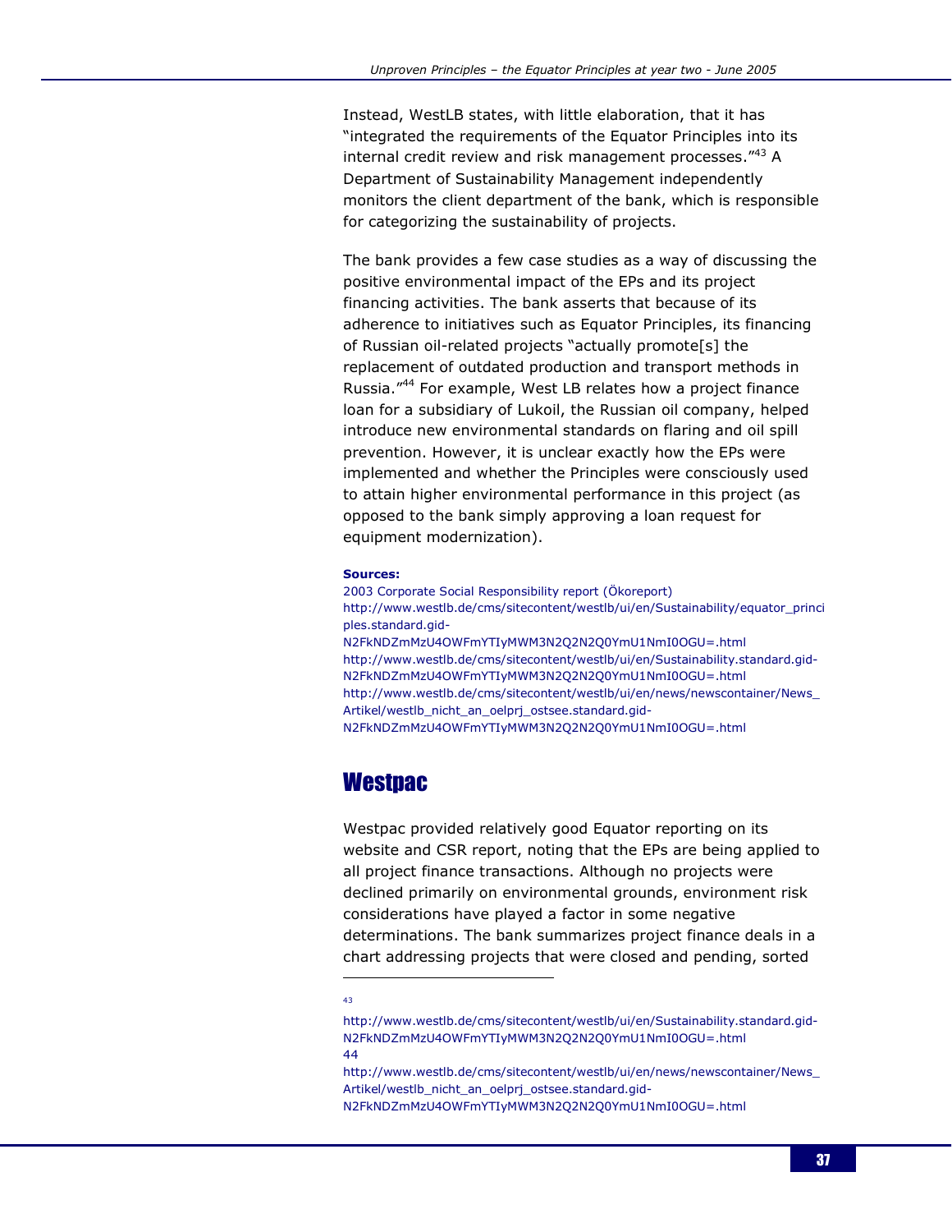Instead, WestLB states, with little elaboration, that it has "integrated the requirements of the Equator Principles into its internal credit review and risk management processes."[43] A Department of Sustainability Management independently monitors the client department of the bank, which is responsible for categorizing the sustainability of projects.

The bank provides a few case studies as a way of discussing the positive environmental impact of the EPs and its project financing activities. The bank asserts that because of its adherence to initiatives such as Equator Principles, its financing of Russian oil-related projects "actually promote[s] the replacement of outdated production and transport methods in Russia."[44] For example, West LB relates how a project finance loan for a subsidiary of Lukoil, the Russian oil company, helped introduce new environmental standards on flaring and oil spill prevention. However, it is unclear exactly how the EPs were implemented and whether the Principles were consciously used to attain higher environmental performance in this project (as opposed to the bank simply approving a loan request for equipment modernization).

**Sources:**

2003 Corporate Social Responsibility report (Ökoreport)
http://www.westlb.de/cms/sitecontent/westlb/ui/en/Sustainability/equator_principles.standard.gid-N2FkNDZmMzU4OWFmYTIyMWM3N2Q2N2Q0YmU1NmI0OGU=.html
http://www.westlb.de/cms/sitecontent/westlb/ui/en/Sustainability.standard.gid-N2FkNDZmMzU4OWFmYTIyMWM3N2Q2N2Q0YmU1NmI0OGU=.html
http://www.westlb.de/cms/sitecontent/westlb/ui/en/news/newscontainer/News_Artikel/westlb_nicht_an_oelprj_ostsee.standard.gid-N2FkNDZmMzU4OWFmYTIyMWM3N2Q2N2Q0YmU1NmI0OGU=.html

## Westpac

Westpac provided relatively good Equator reporting on its website and CSR report, noting that the EPs are being applied to all project finance transactions. Although no projects were declined primarily on environmental grounds, environment risk considerations have played a factor in some negative determinations. The bank summarizes project finance deals in a chart addressing projects that were closed and pending, sorted

---

[43] http://www.westlb.de/cms/sitecontent/westlb/ui/en/Sustainability.standard.gid-N2FkNDZmMzU4OWFmYTIyMWM3N2Q2N2Q0YmU1NmI0OGU=.html

[44] http://www.westlb.de/cms/sitecontent/westlb/ui/en/news/newscontainer/News_Artikel/westlb_nicht_an_oelprj_ostsee.standard.gid-N2FkNDZmMzU4OWFmYTIyMWM3N2Q2N2Q0YmU1NmI0OGU=.html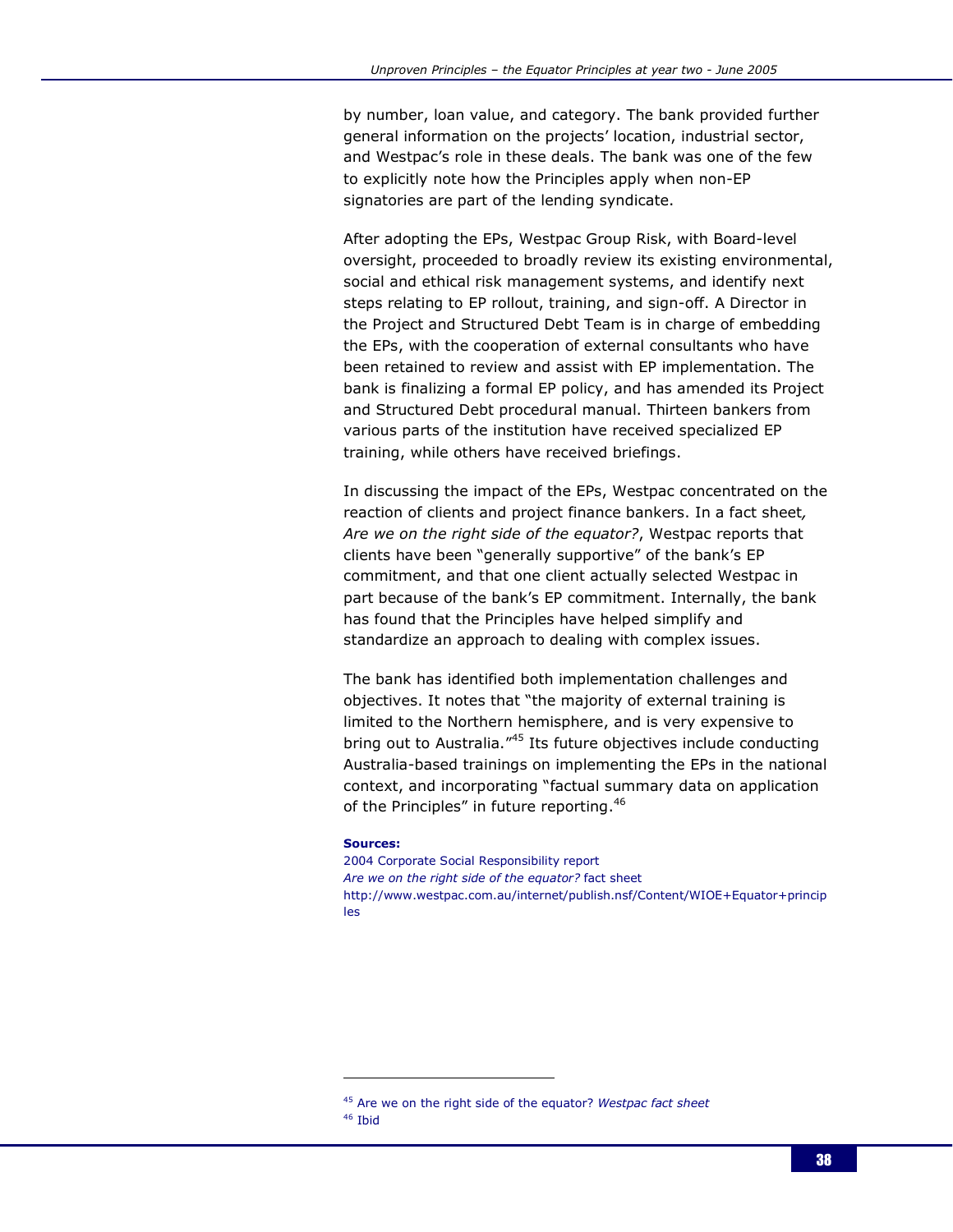by number, loan value, and category. The bank provided further general information on the projects' location, industrial sector, and Westpac's role in these deals. The bank was one of the few to explicitly note how the Principles apply when non-EP signatories are part of the lending syndicate.

After adopting the EPs, Westpac Group Risk, with Board-level oversight, proceeded to broadly review its existing environmental, social and ethical risk management systems, and identify next steps relating to EP rollout, training, and sign-off. A Director in the Project and Structured Debt Team is in charge of embedding the EPs, with the cooperation of external consultants who have been retained to review and assist with EP implementation. The bank is finalizing a formal EP policy, and has amended its Project and Structured Debt procedural manual. Thirteen bankers from various parts of the institution have received specialized EP training, while others have received briefings.

In discussing the impact of the EPs, Westpac concentrated on the reaction of clients and project finance bankers. In a fact sheet, *Are we on the right side of the equator?*, Westpac reports that clients have been "generally supportive" of the bank's EP commitment, and that one client actually selected Westpac in part because of the bank's EP commitment. Internally, the bank has found that the Principles have helped simplify and standardize an approach to dealing with complex issues.

The bank has identified both implementation challenges and objectives. It notes that "the majority of external training is limited to the Northern hemisphere, and is very expensive to bring out to Australia."[45] Its future objectives include conducting Australia-based trainings on implementing the EPs in the national context, and incorporating "factual summary data on application of the Principles" in future reporting.[46]

**Sources:**
2004 Corporate Social Responsibility report
*Are we on the right side of the equator?* fact sheet
http://www.westpac.com.au/internet/publish.nsf/Content/WIOE+Equator+principles

---

[45] Are we on the right side of the equator? *Westpac fact sheet*
[46] Ibid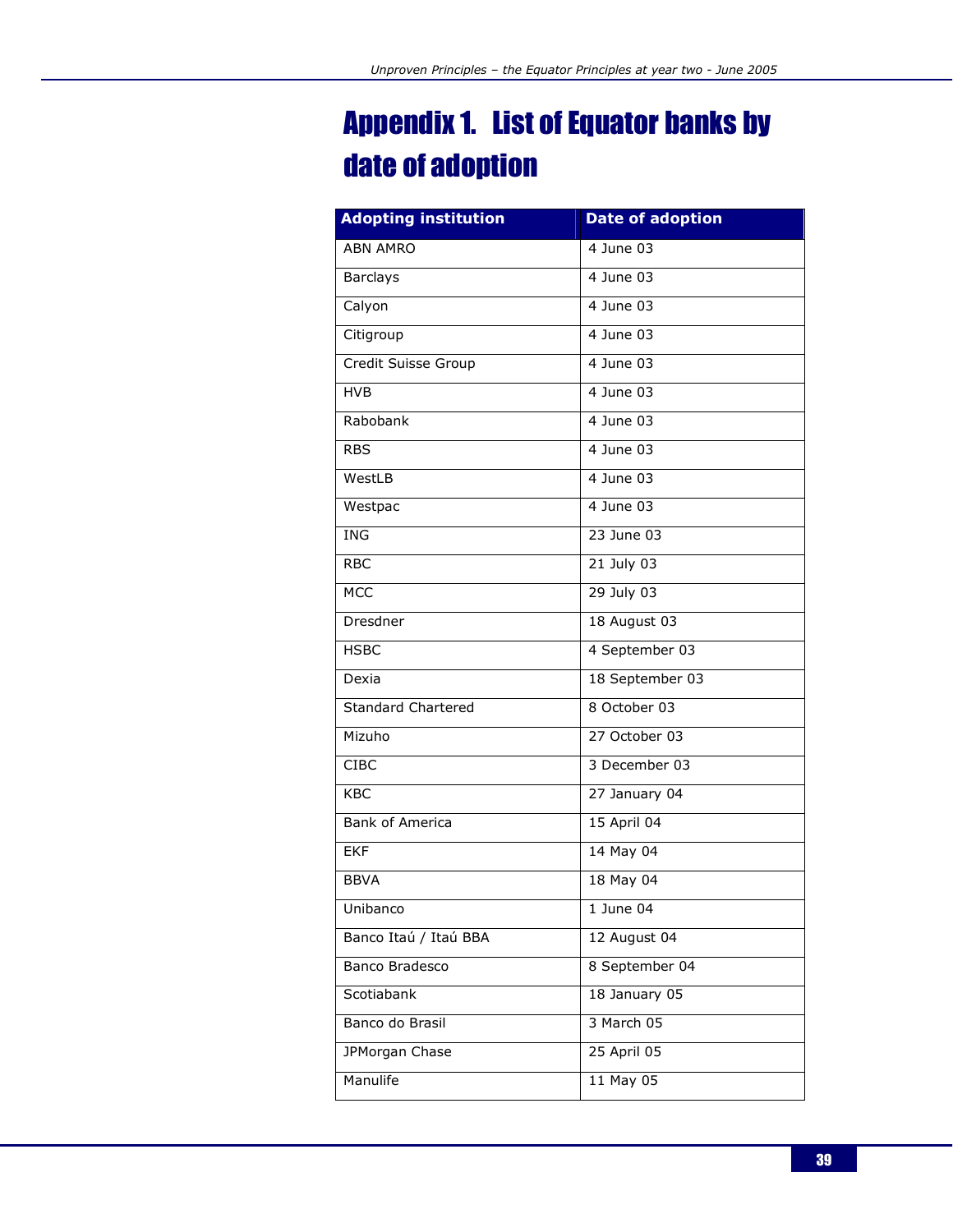# Appendix 1. List of Equator banks by date of adoption

| Adopting institution | Date of adoption |
|---|---|
| ABN AMRO | 4 June 03 |
| Barclays | 4 June 03 |
| Calyon | 4 June 03 |
| Citigroup | 4 June 03 |
| Credit Suisse Group | 4 June 03 |
| HVB | 4 June 03 |
| Rabobank | 4 June 03 |
| RBS | 4 June 03 |
| WestLB | 4 June 03 |
| Westpac | 4 June 03 |
| ING | 23 June 03 |
| RBC | 21 July 03 |
| MCC | 29 July 03 |
| Dresdner | 18 August 03 |
| HSBC | 4 September 03 |
| Dexia | 18 September 03 |
| Standard Chartered | 8 October 03 |
| Mizuho | 27 October 03 |
| CIBC | 3 December 03 |
| KBC | 27 January 04 |
| Bank of America | 15 April 04 |
| EKF | 14 May 04 |
| BBVA | 18 May 04 |
| Unibanco | 1 June 04 |
| Banco Itaú / Itaú BBA | 12 August 04 |
| Banco Bradesco | 8 September 04 |
| Scotiabank | 18 January 05 |
| Banco do Brasil | 3 March 05 |
| JPMorgan Chase | 25 April 05 |
| Manulife | 11 May 05 |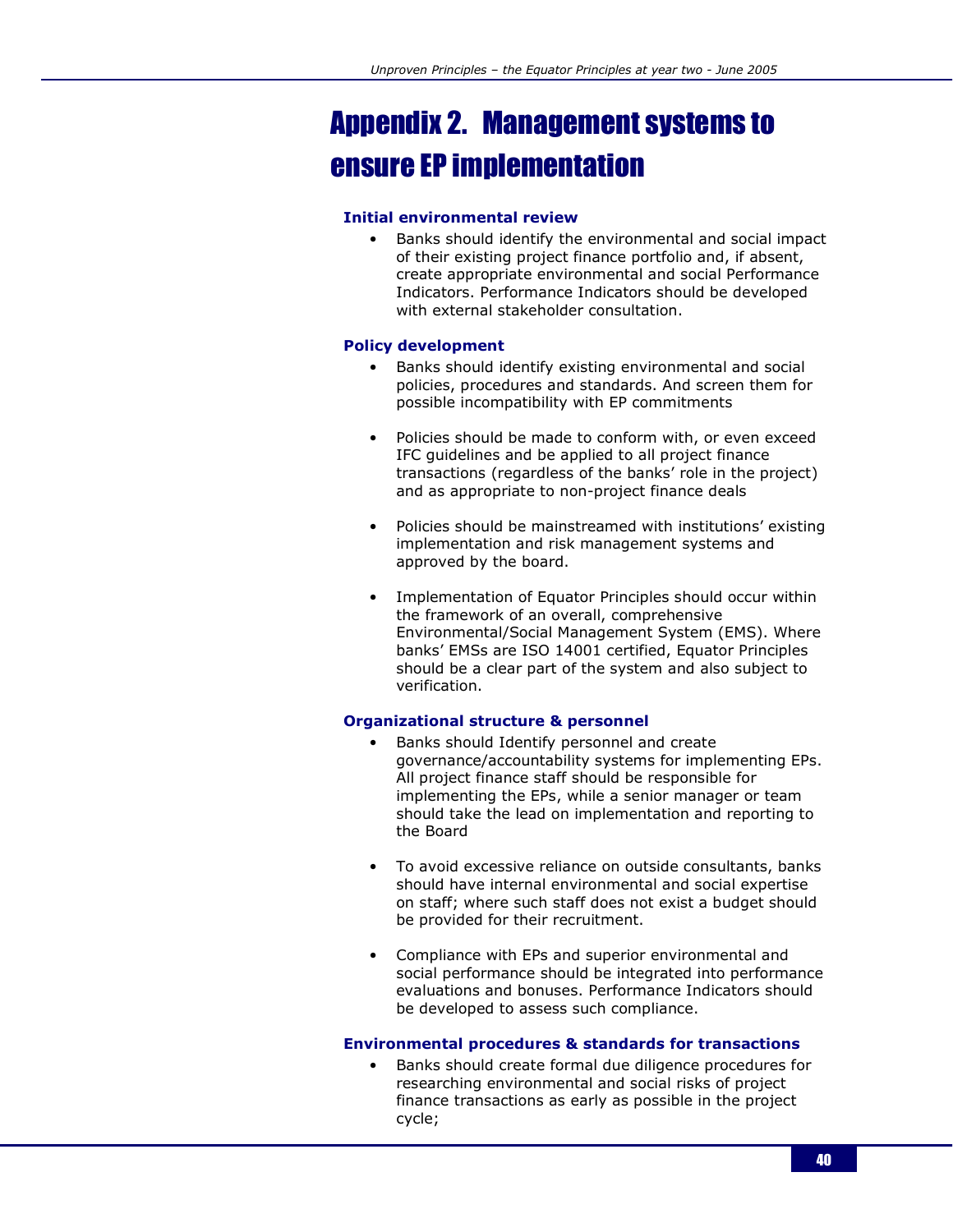# Appendix 2. Management systems to ensure EP implementation

### Initial environmental review

- Banks should identify the environmental and social impact of their existing project finance portfolio and, if absent, create appropriate environmental and social Performance Indicators. Performance Indicators should be developed with external stakeholder consultation.

### Policy development

- Banks should identify existing environmental and social policies, procedures and standards. And screen them for possible incompatibility with EP commitments
- Policies should be made to conform with, or even exceed IFC guidelines and be applied to all project finance transactions (regardless of the banks' role in the project) and as appropriate to non-project finance deals
- Policies should be mainstreamed with institutions' existing implementation and risk management systems and approved by the board.
- Implementation of Equator Principles should occur within the framework of an overall, comprehensive Environmental/Social Management System (EMS). Where banks' EMSs are ISO 14001 certified, Equator Principles should be a clear part of the system and also subject to verification.

### Organizational structure & personnel

- Banks should Identify personnel and create governance/accountability systems for implementing EPs. All project finance staff should be responsible for implementing the EPs, while a senior manager or team should take the lead on implementation and reporting to the Board
- To avoid excessive reliance on outside consultants, banks should have internal environmental and social expertise on staff; where such staff does not exist a budget should be provided for their recruitment.
- Compliance with EPs and superior environmental and social performance should be integrated into performance evaluations and bonuses. Performance Indicators should be developed to assess such compliance.

### Environmental procedures & standards for transactions

- Banks should create formal due diligence procedures for researching environmental and social risks of project finance transactions as early as possible in the project cycle;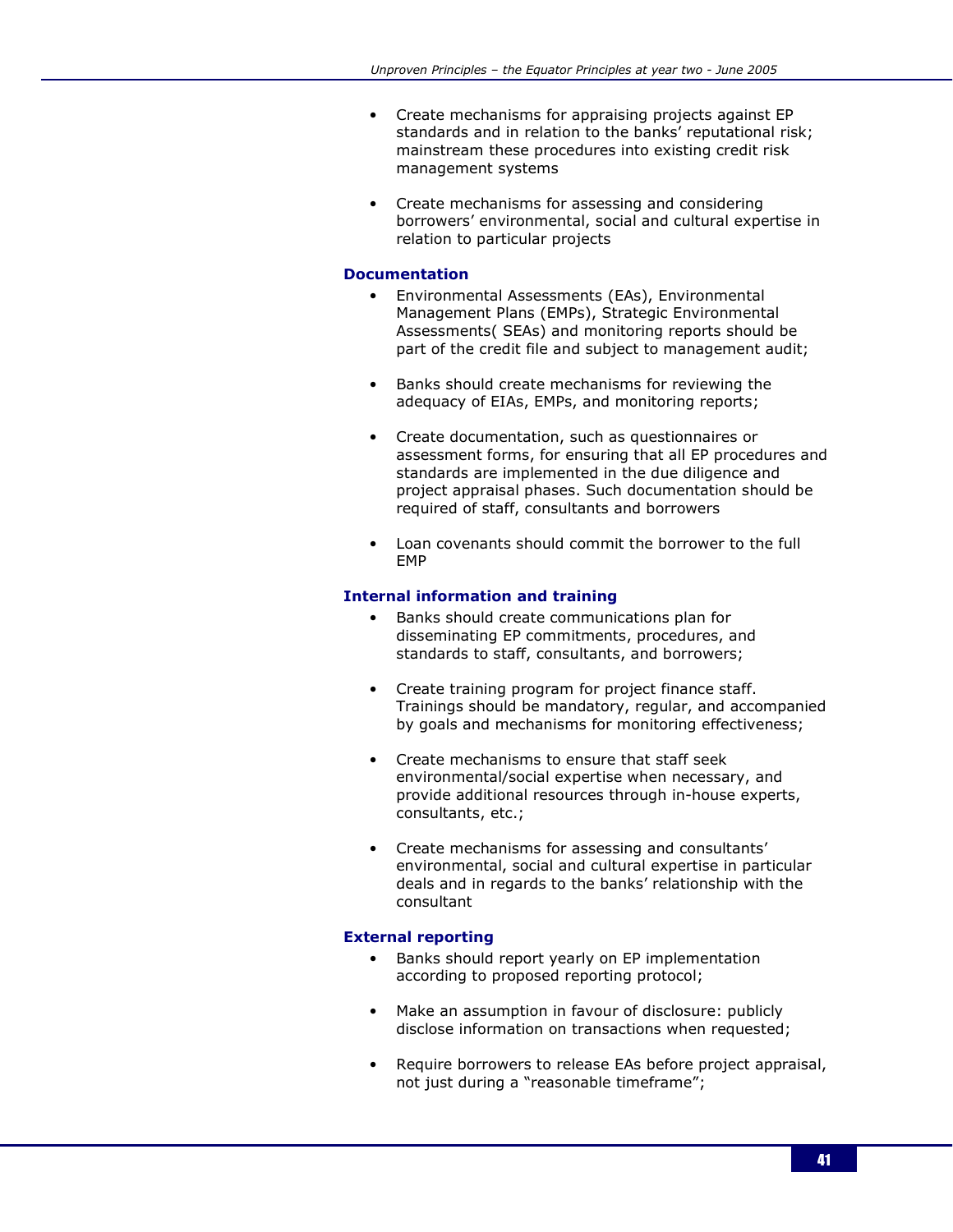- Create mechanisms for appraising projects against EP standards and in relation to the banks' reputational risk; mainstream these procedures into existing credit risk management systems

- Create mechanisms for assessing and considering borrowers' environmental, social and cultural expertise in relation to particular projects

### Documentation

- Environmental Assessments (EAs), Environmental Management Plans (EMPs), Strategic Environmental Assessments( SEAs) and monitoring reports should be part of the credit file and subject to management audit;

- Banks should create mechanisms for reviewing the adequacy of EIAs, EMPs, and monitoring reports;

- Create documentation, such as questionnaires or assessment forms, for ensuring that all EP procedures and standards are implemented in the due diligence and project appraisal phases. Such documentation should be required of staff, consultants and borrowers

- Loan covenants should commit the borrower to the full EMP

### Internal information and training

- Banks should create communications plan for disseminating EP commitments, procedures, and standards to staff, consultants, and borrowers;

- Create training program for project finance staff. Trainings should be mandatory, regular, and accompanied by goals and mechanisms for monitoring effectiveness;

- Create mechanisms to ensure that staff seek environmental/social expertise when necessary, and provide additional resources through in-house experts, consultants, etc.;

- Create mechanisms for assessing and consultants' environmental, social and cultural expertise in particular deals and in regards to the banks' relationship with the consultant

### External reporting

- Banks should report yearly on EP implementation according to proposed reporting protocol;

- Make an assumption in favour of disclosure: publicly disclose information on transactions when requested;

- Require borrowers to release EAs before project appraisal, not just during a "reasonable timeframe";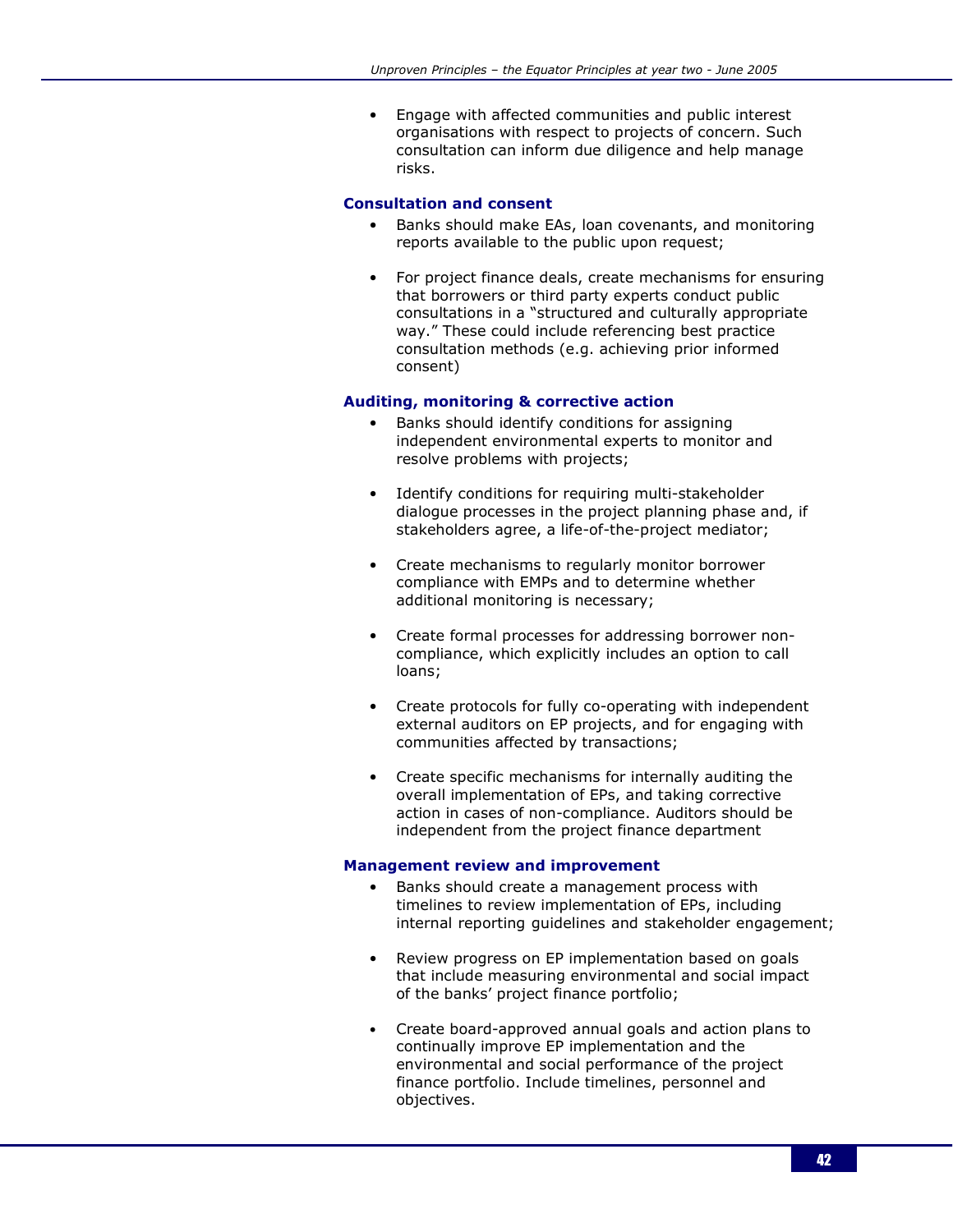- Engage with affected communities and public interest organisations with respect to projects of concern. Such consultation can inform due diligence and help manage risks.

### Consultation and consent

- Banks should make EAs, loan covenants, and monitoring reports available to the public upon request;
- For project finance deals, create mechanisms for ensuring that borrowers or third party experts conduct public consultations in a "structured and culturally appropriate way." These could include referencing best practice consultation methods (e.g. achieving prior informed consent)

### Auditing, monitoring & corrective action

- Banks should identify conditions for assigning independent environmental experts to monitor and resolve problems with projects;
- Identify conditions for requiring multi-stakeholder dialogue processes in the project planning phase and, if stakeholders agree, a life-of-the-project mediator;
- Create mechanisms to regularly monitor borrower compliance with EMPs and to determine whether additional monitoring is necessary;
- Create formal processes for addressing borrower non-compliance, which explicitly includes an option to call loans;
- Create protocols for fully co-operating with independent external auditors on EP projects, and for engaging with communities affected by transactions;
- Create specific mechanisms for internally auditing the overall implementation of EPs, and taking corrective action in cases of non-compliance. Auditors should be independent from the project finance department

### Management review and improvement

- Banks should create a management process with timelines to review implementation of EPs, including internal reporting guidelines and stakeholder engagement;
- Review progress on EP implementation based on goals that include measuring environmental and social impact of the banks' project finance portfolio;
- Create board-approved annual goals and action plans to continually improve EP implementation and the environmental and social performance of the project finance portfolio. Include timelines, personnel and objectives.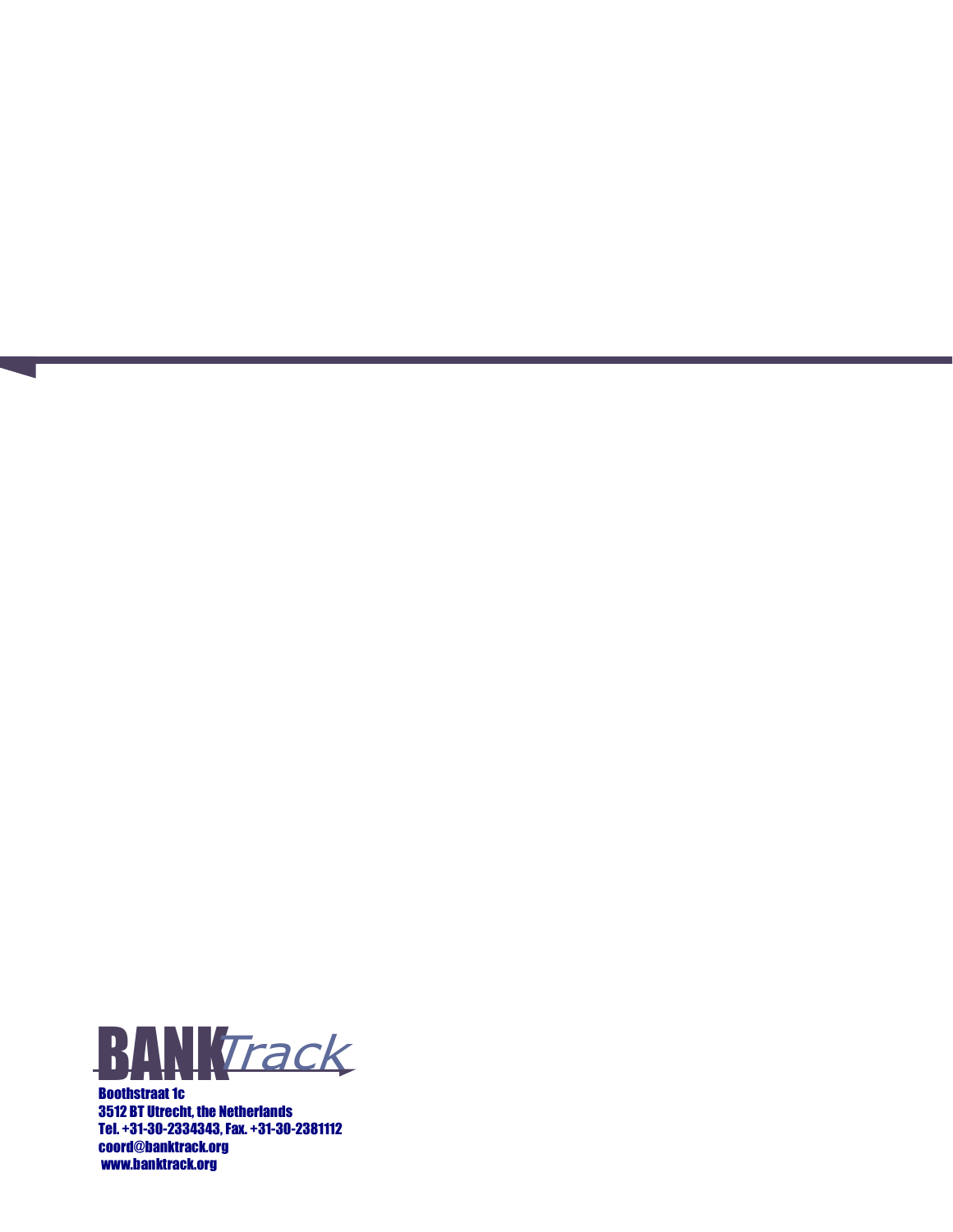BANKTrack

Boothstraat 1c
3512 BT Utrecht, the Netherlands
Tel. +31-30-2334343, Fax. +31-30-2381112
coord@banktrack.org
www.banktrack.org